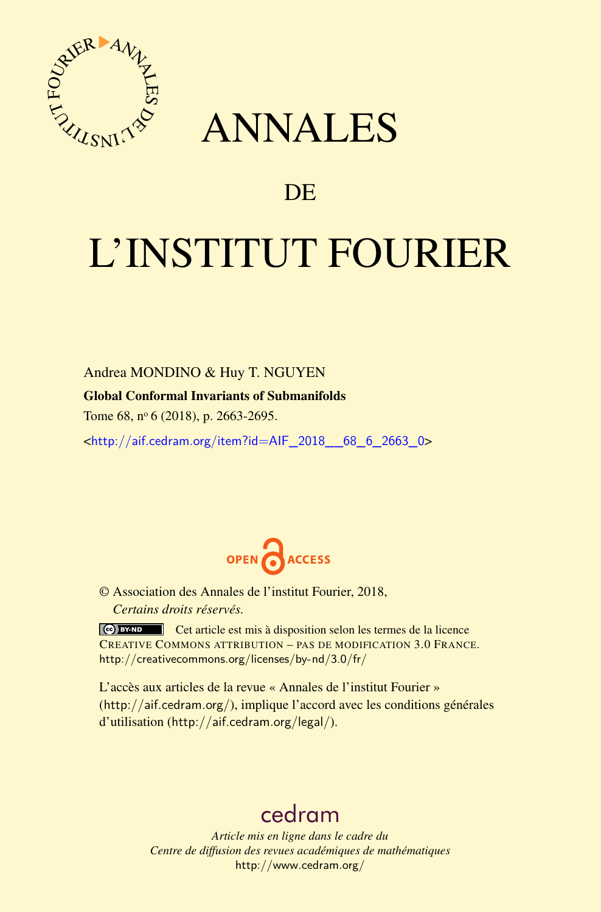# ANNALES

## DE

# L'INSTITUT FOURIER

Andrea MONDINO & Huy T. NGUYEN

**Global Conformal Invariants of Submanifolds**

Tome 68, nº 6 (2018), p. 2663-2695.

<http://aif.cedram.org/item?id=AIF_2018__68_6_2663_0>

OPEN ACCESS

© Association des Annales de l'institut Fourier, 2018,
*Certains droits réservés.*

Cet article est mis à disposition selon les termes de la licence CREATIVE COMMONS ATTRIBUTION – PAS DE MODIFICATION 3.0 FRANCE.
http://creativecommons.org/licenses/by-nd/3.0/fr/

L'accès aux articles de la revue « Annales de l'institut Fourier » (http://aif.cedram.org/), implique l'accord avec les conditions générales d'utilisation (http://aif.cedram.org/legal/).

cedram

*Article mis en ligne dans le cadre du*
*Centre de diffusion des revues académiques de mathématiques*
http://www.cedram.org/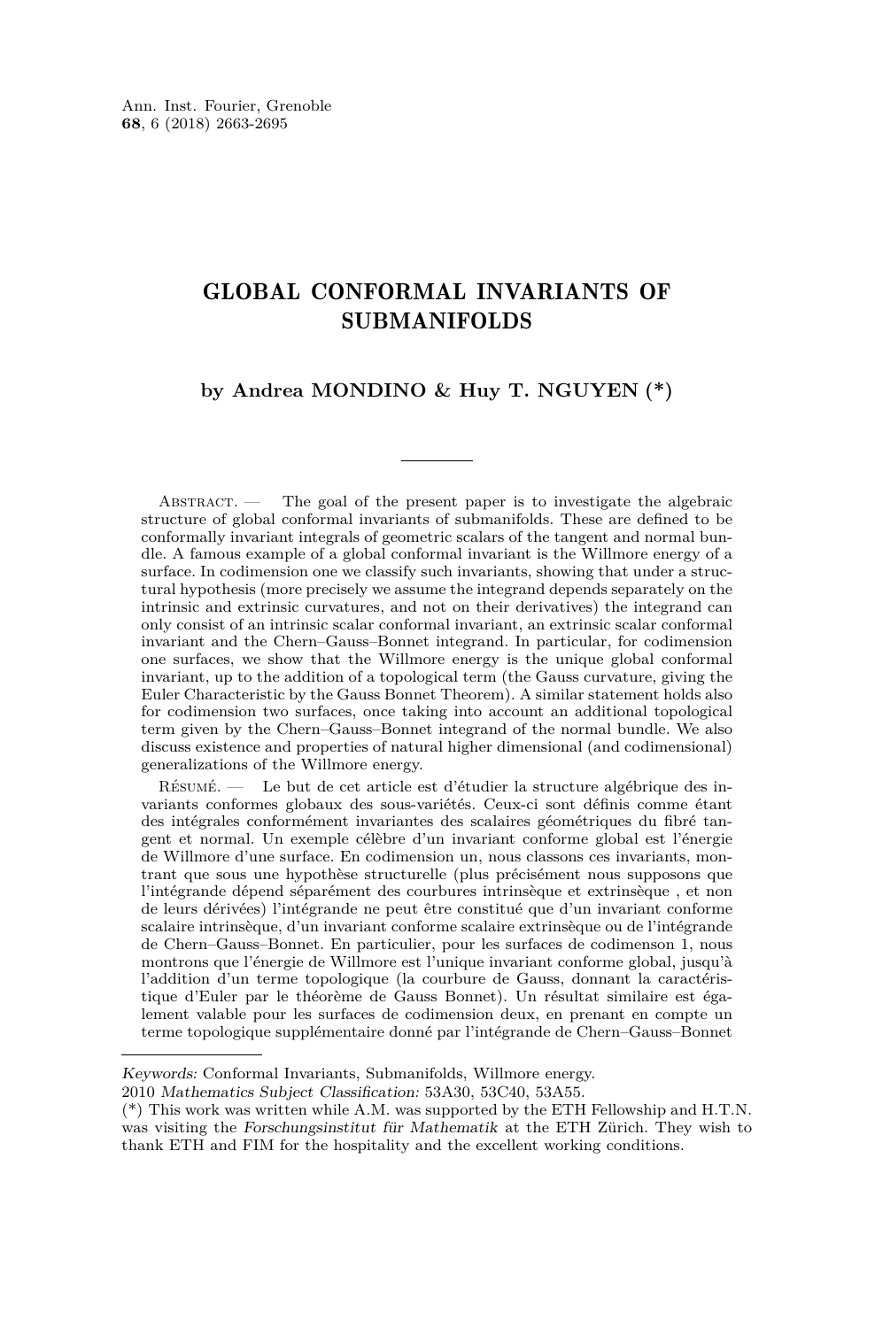# GLOBAL CONFORMAL INVARIANTS OF SUBMANIFOLDS

**by Andrea MONDINO & Huy T. NGUYEN (*)**

---

Abstract. — The goal of the present paper is to investigate the algebraic structure of global conformal invariants of submanifolds. These are defined to be conformally invariant integrals of geometric scalars of the tangent and normal bundle. A famous example of a global conformal invariant is the Willmore energy of a surface. In codimension one we classify such invariants, showing that under a structural hypothesis (more precisely we assume the integrand depends separately on the intrinsic and extrinsic curvatures, and not on their derivatives) the integrand can only consist of an intrinsic scalar conformal invariant, an extrinsic scalar conformal invariant and the Chern–Gauss–Bonnet integrand. In particular, for codimension one surfaces, we show that the Willmore energy is the unique global conformal invariant, up to the addition of a topological term (the Gauss curvature, giving the Euler Characteristic by the Gauss Bonnet Theorem). A similar statement holds also for codimension two surfaces, once taking into account an additional topological term given by the Chern–Gauss–Bonnet integrand of the normal bundle. We also discuss existence and properties of natural higher dimensional (and codimensional) generalizations of the Willmore energy.

Résumé. — Le but de cet article est d'étudier la structure algébrique des invariants conformes globaux des sous-variétés. Ceux-ci sont définis comme étant des intégrales conformément invariantes des scalaires géométriques du fibré tangent et normal. Un exemple célèbre d'un invariant conforme global est l'énergie de Willmore d'une surface. En codimension un, nous classons ces invariants, montrant que sous une hypothèse structurelle (plus précisément nous supposons que l'intégrande dépend séparément des courbures intrinsèque et extrinsèque , et non de leurs dérivées) l'intégrande ne peut être constitué que d'un invariant conforme scalaire intrinsèque, d'un invariant conforme scalaire extrinsèque ou de l'intégrande de Chern–Gauss–Bonnet. En particulier, pour les surfaces de codimenson 1, nous montrons que l'énergie de Willmore est l'unique invariant conforme global, jusqu'à l'addition d'un terme topologique (la courbure de Gauss, donnant la caractéristique d'Euler par le théorème de Gauss Bonnet). Un résultat similaire est également valable pour les surfaces de codimension deux, en prenant en compte un terme topologique supplémentaire donné par l'intégrande de Chern–Gauss–Bonnet

---

*Keywords:* Conformal Invariants, Submanifolds, Willmore energy.
2010 *Mathematics Subject Classification:* 53A30, 53C40, 53A55.
(*) This work was written while A.M. was supported by the ETH Fellowship and H.T.N. was visiting the *Forschungsinstitut für Mathematik* at the ETH Zürich. They wish to thank ETH and FIM for the hospitality and the excellent working conditions.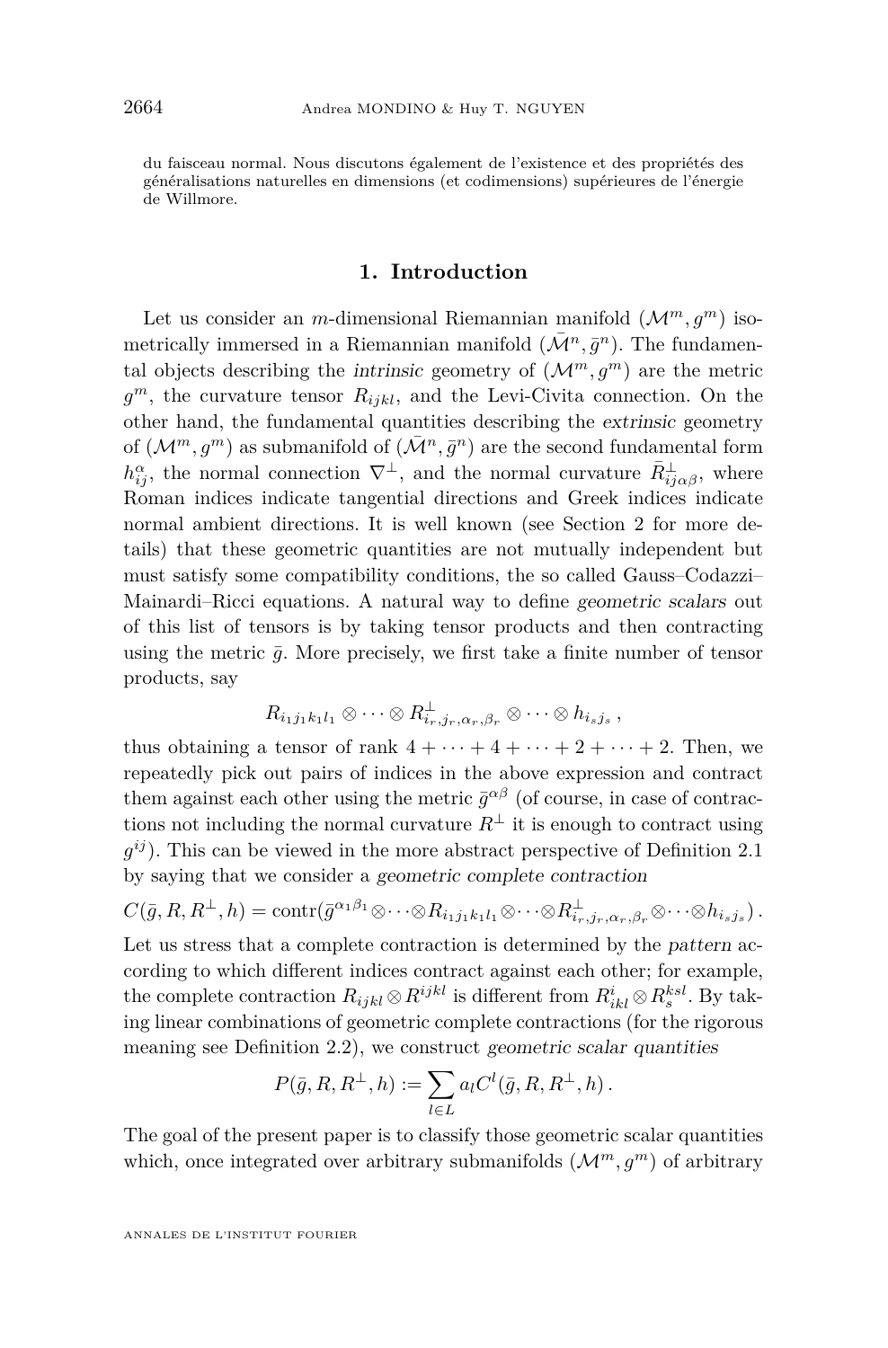du faisceau normal. Nous discutons également de l'existence et des propriétés des généralisations naturelles en dimensions (et codimensions) supérieures de l'énergie de Willmore.

## 1. Introduction

Let us consider an $m$-dimensional Riemannian manifold $(\mathcal{M}^m, g^m)$ isometrically immersed in a Riemannian manifold $(\bar{\mathcal{M}}^n, \bar{g}^n)$. The fundamental objects describing the *intrinsic* geometry of $(\mathcal{M}^m, g^m)$ are the metric $g^m$, the curvature tensor $R_{ijkl}$, and the Levi-Civita connection. On the other hand, the fundamental quantities describing the *extrinsic* geometry of $(\mathcal{M}^m, g^m)$ as submanifold of $(\bar{\mathcal{M}}^n, \bar{g}^n)$ are the second fundamental form $h^{\alpha}_{ij}$, the normal connection $\nabla^{\perp}$, and the normal curvature $\bar{R}^{\perp}_{ij\alpha\beta}$, where Roman indices indicate tangential directions and Greek indices indicate normal ambient directions. It is well known (see Section 2 for more details) that these geometric quantities are not mutually independent but must satisfy some compatibility conditions, the so called Gauss–Codazzi–Mainardi–Ricci equations. A natural way to define *geometric scalars* out of this list of tensors is by taking tensor products and then contracting using the metric $\bar{g}$. More precisely, we first take a finite number of tensor products, say

$$R_{i_1 j_1 k_1 l_1} \otimes \cdots \otimes R^{\perp}_{i_r, j_r, \alpha_r, \beta_r} \otimes \cdots \otimes h_{i_s j_s}\,,$$

thus obtaining a tensor of rank $4 + \cdots + 4 + \cdots + 2 + \cdots + 2$. Then, we repeatedly pick out pairs of indices in the above expression and contract them against each other using the metric $\bar{g}^{\alpha\beta}$ (of course, in case of contractions not including the normal curvature $R^{\perp}$ it is enough to contract using $g^{ij}$). This can be viewed in the more abstract perspective of Definition 2.1 by saying that we consider a *geometric complete contraction*

$$C(\bar{g}, R, R^{\perp}, h) = \operatorname{contr}(\bar{g}^{\alpha_1\beta_1} \otimes \cdots \otimes R_{i_1 j_1 k_1 l_1} \otimes \cdots \otimes R^{\perp}_{i_r, j_r, \alpha_r, \beta_r} \otimes \cdots \otimes h_{i_s j_s})\,.$$

Let us stress that a complete contraction is determined by the *pattern* according to which different indices contract against each other; for example, the complete contraction $R_{ijkl} \otimes R^{ijkl}$ is different from $R^{i}_{ikl} \otimes R^{ksl}_{s}$. By taking linear combinations of geometric complete contractions (for the rigorous meaning see Definition 2.2), we construct *geometric scalar quantities*

$$P(\bar{g}, R, R^{\perp}, h) := \sum_{l \in L} a_l C^l(\bar{g}, R, R^{\perp}, h)\,.$$

The goal of the present paper is to classify those geometric scalar quantities which, once integrated over arbitrary submanifolds $(\mathcal{M}^m, g^m)$ of arbitrary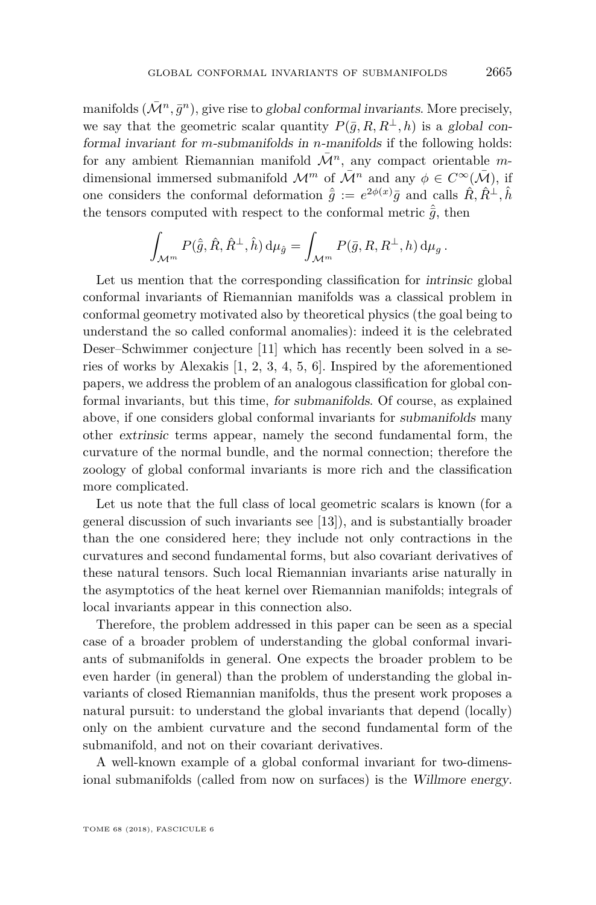manifolds $(\bar{\mathcal{M}}^n, \bar{g}^n)$, give rise to *global conformal invariants*. More precisely, we say that the geometric scalar quantity $P(\bar{g}, R, R^{\perp}, h)$ is a *global conformal invariant for m-submanifolds in n-manifolds* if the following holds: for any ambient Riemannian manifold $\bar{\mathcal{M}}^n$, any compact orientable $m$-dimensional immersed submanifold $\mathcal{M}^m$ of $\bar{\mathcal{M}}^n$ and any $\phi \in C^{\infty}(\bar{\mathcal{M}})$, if one considers the conformal deformation $\hat{\bar{g}} := e^{2\phi(x)}\bar{g}$ and calls $\hat{R}, \hat{R}^{\perp}, \hat{h}$ the tensors computed with respect to the conformal metric $\hat{\bar{g}}$, then

$$\int_{\mathcal{M}^m} P(\hat{\bar{g}}, \hat{R}, \hat{R}^{\perp}, \hat{h})\, \mathrm{d}\mu_{\hat{g}} = \int_{\mathcal{M}^m} P(\bar{g}, R, R^{\perp}, h)\, \mathrm{d}\mu_{g}\,.$$

Let us mention that the corresponding classification for *intrinsic* global conformal invariants of Riemannian manifolds was a classical problem in conformal geometry motivated also by theoretical physics (the goal being to understand the so called conformal anomalies): indeed it is the celebrated Deser–Schwimmer conjecture [11] which has recently been solved in a series of works by Alexakis [1, 2, 3, 4, 5, 6]. Inspired by the aforementioned papers, we address the problem of an analogous classification for global conformal invariants, but this time, *for submanifolds*. Of course, as explained above, if one considers global conformal invariants for *submanifolds* many other *extrinsic* terms appear, namely the second fundamental form, the curvature of the normal bundle, and the normal connection; therefore the zoology of global conformal invariants is more rich and the classification more complicated.

Let us note that the full class of local geometric scalars is known (for a general discussion of such invariants see [13]), and is substantially broader than the one considered here; they include not only contractions in the curvatures and second fundamental forms, but also covariant derivatives of these natural tensors. Such local Riemannian invariants arise naturally in the asymptotics of the heat kernel over Riemannian manifolds; integrals of local invariants appear in this connection also.

Therefore, the problem addressed in this paper can be seen as a special case of a broader problem of understanding the global conformal invariants of submanifolds in general. One expects the broader problem to be even harder (in general) than the problem of understanding the global invariants of closed Riemannian manifolds, thus the present work proposes a natural pursuit: to understand the global invariants that depend (locally) only on the ambient curvature and the second fundamental form of the submanifold, and not on their covariant derivatives.

A well-known example of a global conformal invariant for two-dimensional submanifolds (called from now on surfaces) is the *Willmore energy*.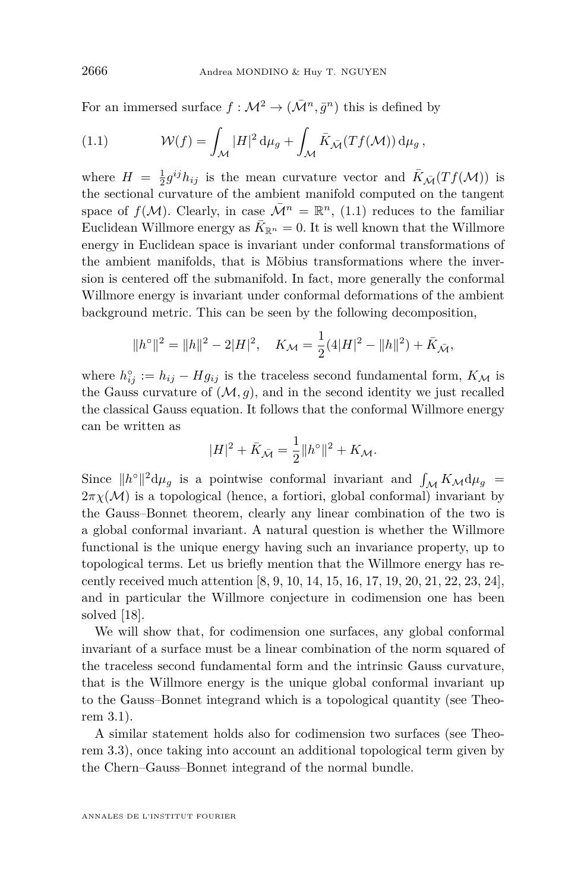For an immersed surface $f : \mathcal{M}^2 \to (\bar{\mathcal{M}}^n, \bar{g}^n)$ this is defined by

$$\mathcal{W}(f) = \int_{\mathcal{M}} |H|^2 \, \mathrm{d}\mu_g + \int_{\mathcal{M}} \bar{K}_{\bar{\mathcal{M}}}(Tf(\mathcal{M})) \, \mathrm{d}\mu_g \,, \tag{1.1}$$

where $H = \frac{1}{2} g^{ij} h_{ij}$ is the mean curvature vector and $\bar{K}_{\bar{\mathcal{M}}}(Tf(\mathcal{M}))$ is the sectional curvature of the ambient manifold computed on the tangent space of $f(\mathcal{M})$. Clearly, in case $\bar{\mathcal{M}}^n = \mathbb{R}^n$, (1.1) reduces to the familiar Euclidean Willmore energy as $\bar{K}_{\mathbb{R}^n} = 0$. It is well known that the Willmore energy in Euclidean space is invariant under conformal transformations of the ambient manifolds, that is Möbius transformations where the inversion is centered off the submanifold. In fact, more generally the conformal Willmore energy is invariant under conformal deformations of the ambient background metric. This can be seen by the following decomposition,

$$\|h^\circ\|^2 = \|h\|^2 - 2|H|^2, \quad K_{\mathcal{M}} = \frac{1}{2}(4|H|^2 - \|h\|^2) + \bar{K}_{\bar{\mathcal{M}}},$$

where $h^\circ_{ij} := h_{ij} - H g_{ij}$ is the traceless second fundamental form, $K_{\mathcal{M}}$ is the Gauss curvature of $(\mathcal{M}, g)$, and in the second identity we just recalled the classical Gauss equation. It follows that the conformal Willmore energy can be written as

$$|H|^2 + \bar{K}_{\bar{\mathcal{M}}} = \frac{1}{2}\|h^\circ\|^2 + K_{\mathcal{M}}.$$

Since $\|h^\circ\|^2 \mathrm{d}\mu_g$ is a pointwise conformal invariant and $\int_{\mathcal{M}} K_{\mathcal{M}} \mathrm{d}\mu_g = 2\pi\chi(\mathcal{M})$ is a topological (hence, a fortiori, global conformal) invariant by the Gauss–Bonnet theorem, clearly any linear combination of the two is a global conformal invariant. A natural question is whether the Willmore functional is the unique energy having such an invariance property, up to topological terms. Let us briefly mention that the Willmore energy has recently received much attention [8, 9, 10, 14, 15, 16, 17, 19, 20, 21, 22, 23, 24], and in particular the Willmore conjecture in codimension one has been solved [18].

We will show that, for codimension one surfaces, any global conformal invariant of a surface must be a linear combination of the norm squared of the traceless second fundamental form and the intrinsic Gauss curvature, that is the Willmore energy is the unique global conformal invariant up to the Gauss–Bonnet integrand which is a topological quantity (see Theorem 3.1).

A similar statement holds also for codimension two surfaces (see Theorem 3.3), once taking into account an additional topological term given by the Chern–Gauss–Bonnet integrand of the normal bundle.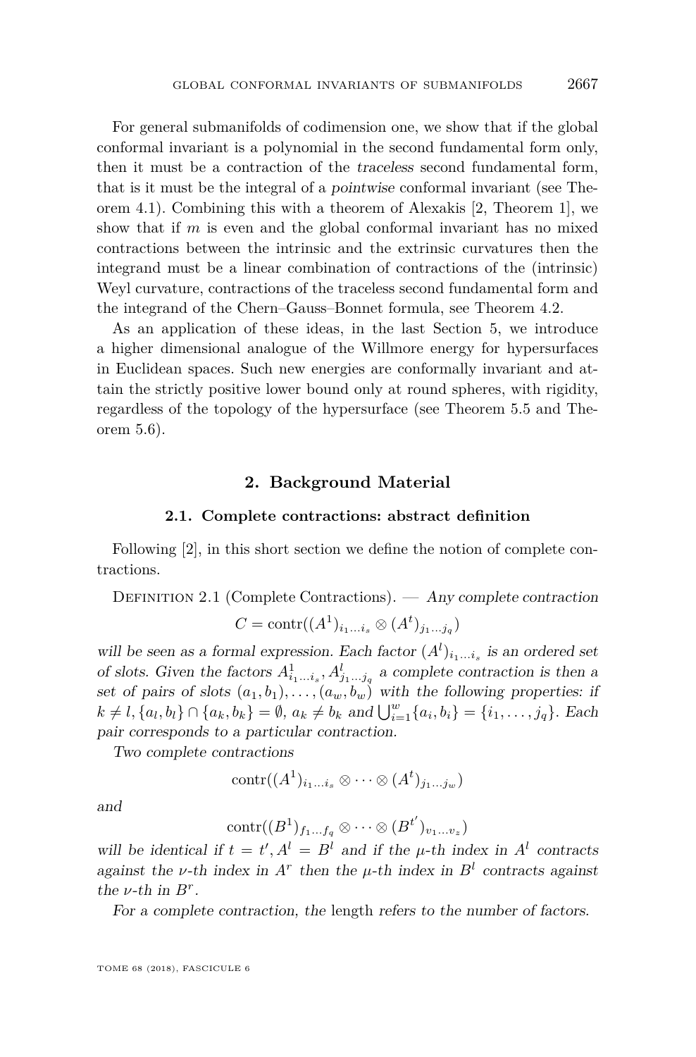For general submanifolds of codimension one, we show that if the global conformal invariant is a polynomial in the second fundamental form only, then it must be a contraction of the *traceless* second fundamental form, that is it must be the integral of a *pointwise* conformal invariant (see Theorem 4.1). Combining this with a theorem of Alexakis [2, Theorem 1], we show that if $m$ is even and the global conformal invariant has no mixed contractions between the intrinsic and the extrinsic curvatures then the integrand must be a linear combination of contractions of the (intrinsic) Weyl curvature, contractions of the traceless second fundamental form and the integrand of the Chern–Gauss–Bonnet formula, see Theorem 4.2.

As an application of these ideas, in the last Section 5, we introduce a higher dimensional analogue of the Willmore energy for hypersurfaces in Euclidean spaces. Such new energies are conformally invariant and attain the strictly positive lower bound only at round spheres, with rigidity, regardless of the topology of the hypersurface (see Theorem 5.5 and Theorem 5.6).

## 2. Background Material

### 2.1. Complete contractions: abstract definition

Following [2], in this short section we define the notion of complete contractions.

Definition 2.1 (Complete Contractions). — *Any complete contraction*

$$C = \operatorname{contr}((A^1)_{i_1\dots i_s} \otimes (A^t)_{j_1\dots j_q})$$

*will be seen as a formal expression. Each factor $(A^l)_{i_1\dots i_s}$ is an ordered set of slots. Given the factors $A^1_{i_1\dots i_s}, A^l_{j_1\dots j_q}$ a complete contraction is then a set of pairs of slots $(a_1, b_1), \dots, (a_w, b_w)$ with the following properties: if $k \neq l, \{a_l, b_l\} \cap \{a_k, b_k\} = \emptyset$, $a_k \neq b_k$ and $\bigcup_{i=1}^{w}\{a_i, b_i\} = \{i_1, \dots, j_q\}$. Each pair corresponds to a particular contraction.*

*Two complete contractions*

$$\operatorname{contr}((A^1)_{i_1\dots i_s} \otimes \cdots \otimes (A^t)_{j_1\dots j_w})$$

*and*

$$\operatorname{contr}((B^1)_{f_1\dots f_q} \otimes \cdots \otimes (B^{t'})_{v_1\dots v_z})$$

*will be identical if $t = t'$, $A^l = B^l$ and if the $\mu$-th index in $A^l$ contracts against the $\nu$-th index in $A^r$ then the $\mu$-th index in $B^l$ contracts against the $\nu$-th in $B^r$.*

*For a complete contraction, the* length *refers to the number of factors.*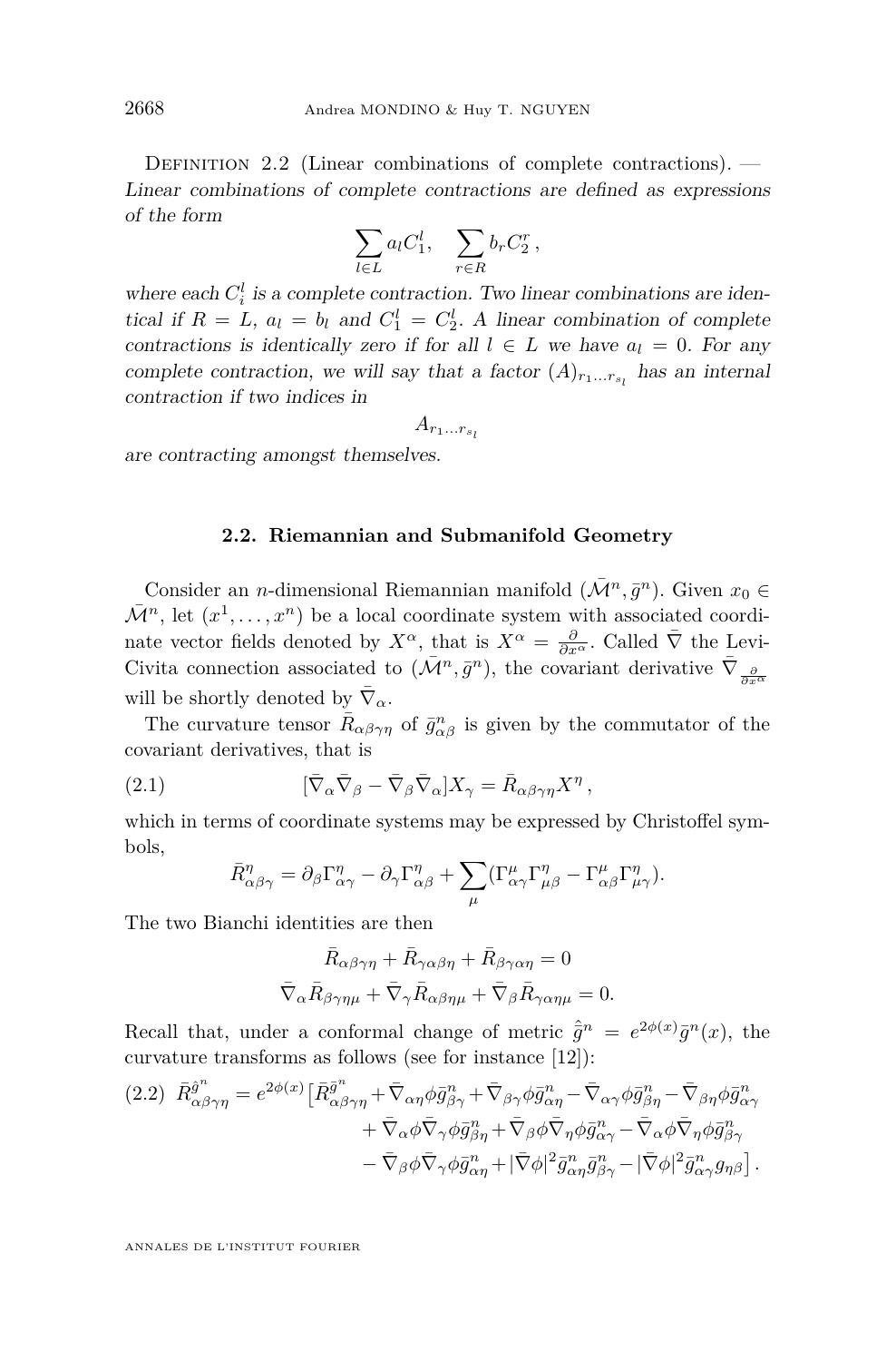DEFINITION 2.2 (Linear combinations of complete contractions). — *Linear combinations of complete contractions are defined as expressions of the form*

$$\sum_{l\in L} a_l C_1^l, \quad \sum_{r\in R} b_r C_2^r\,,$$

*where each $C_i^l$ is a complete contraction. Two linear combinations are identical if $R = L$, $a_l = b_l$ and $C_1^l = C_2^l$. A linear combination of complete contractions is identically zero if for all $l \in L$ we have $a_l = 0$. For any complete contraction, we will say that a factor $(A)_{r_1\ldots r_{s_l}}$ has an internal contraction if two indices in*

$$A_{r_1\ldots r_{s_l}}$$

*are contracting amongst themselves.*

## 2.2. Riemannian and Submanifold Geometry

Consider an $n$-dimensional Riemannian manifold $(\bar{\mathcal{M}}^n, \bar{g}^n)$. Given $x_0 \in \bar{\mathcal{M}}^n$, let $(x^1,\ldots,x^n)$ be a local coordinate system with associated coordinate vector fields denoted by $X^\alpha$, that is $X^\alpha = \frac{\partial}{\partial x^\alpha}$. Called $\bar\nabla$ the Levi-Civita connection associated to $(\bar{\mathcal{M}}^n, \bar{g}^n)$, the covariant derivative $\bar\nabla_{\frac{\partial}{\partial x^\alpha}}$ will be shortly denoted by $\bar\nabla_\alpha$.

The curvature tensor $\bar R_{\alpha\beta\gamma\eta}$ of $\bar g^n_{\alpha\beta}$ is given by the commutator of the covariant derivatives, that is

$$[\bar\nabla_\alpha\bar\nabla_\beta - \bar\nabla_\beta\bar\nabla_\alpha]X_\gamma = \bar R_{\alpha\beta\gamma\eta}X^\eta\,, \tag{2.1}$$

which in terms of coordinate systems may be expressed by Christoffel symbols,

$$\bar R^\eta_{\alpha\beta\gamma} = \partial_\beta\Gamma^\eta_{\alpha\gamma} - \partial_\gamma\Gamma^\eta_{\alpha\beta} + \sum_\mu(\Gamma^\mu_{\alpha\gamma}\Gamma^\eta_{\mu\beta} - \Gamma^\mu_{\alpha\beta}\Gamma^\eta_{\mu\gamma}).$$

The two Bianchi identities are then

$$\bar R_{\alpha\beta\gamma\eta} + \bar R_{\gamma\alpha\beta\eta} + \bar R_{\beta\gamma\alpha\eta} = 0$$
$$\bar\nabla_\alpha\bar R_{\beta\gamma\eta\mu} + \bar\nabla_\gamma\bar R_{\alpha\beta\eta\mu} + \bar\nabla_\beta\bar R_{\gamma\alpha\eta\mu} = 0.$$

Recall that, under a conformal change of metric $\hat{\bar g}^n = e^{2\phi(x)}\bar g^n(x)$, the curvature transforms as follows (see for instance [12]):

$$\begin{aligned}\bar R^{\hat{\bar g}^n}_{\alpha\beta\gamma\eta} = e^{2\phi(x)}\big[&\bar R^{\bar g^n}_{\alpha\beta\gamma\eta} + \bar\nabla_{\alpha\eta}\phi\bar g^n_{\beta\gamma} + \bar\nabla_{\beta\gamma}\phi\bar g^n_{\alpha\eta} - \bar\nabla_{\alpha\gamma}\phi\bar g^n_{\beta\eta} - \bar\nabla_{\beta\eta}\phi\bar g^n_{\alpha\gamma}\\ &+ \bar\nabla_\alpha\phi\bar\nabla_\gamma\phi\bar g^n_{\beta\eta} + \bar\nabla_\beta\phi\bar\nabla_\eta\phi\bar g^n_{\alpha\gamma} - \bar\nabla_\alpha\phi\bar\nabla_\eta\phi\bar g^n_{\beta\gamma}\\ &- \bar\nabla_\beta\phi\bar\nabla_\gamma\phi\bar g^n_{\alpha\eta} + |\bar\nabla\phi|^2\bar g^n_{\alpha\eta}\bar g^n_{\beta\gamma} - |\bar\nabla\phi|^2\bar g^n_{\alpha\gamma}g_{\eta\beta}\big]\,.\end{aligned} \tag{2.2}$$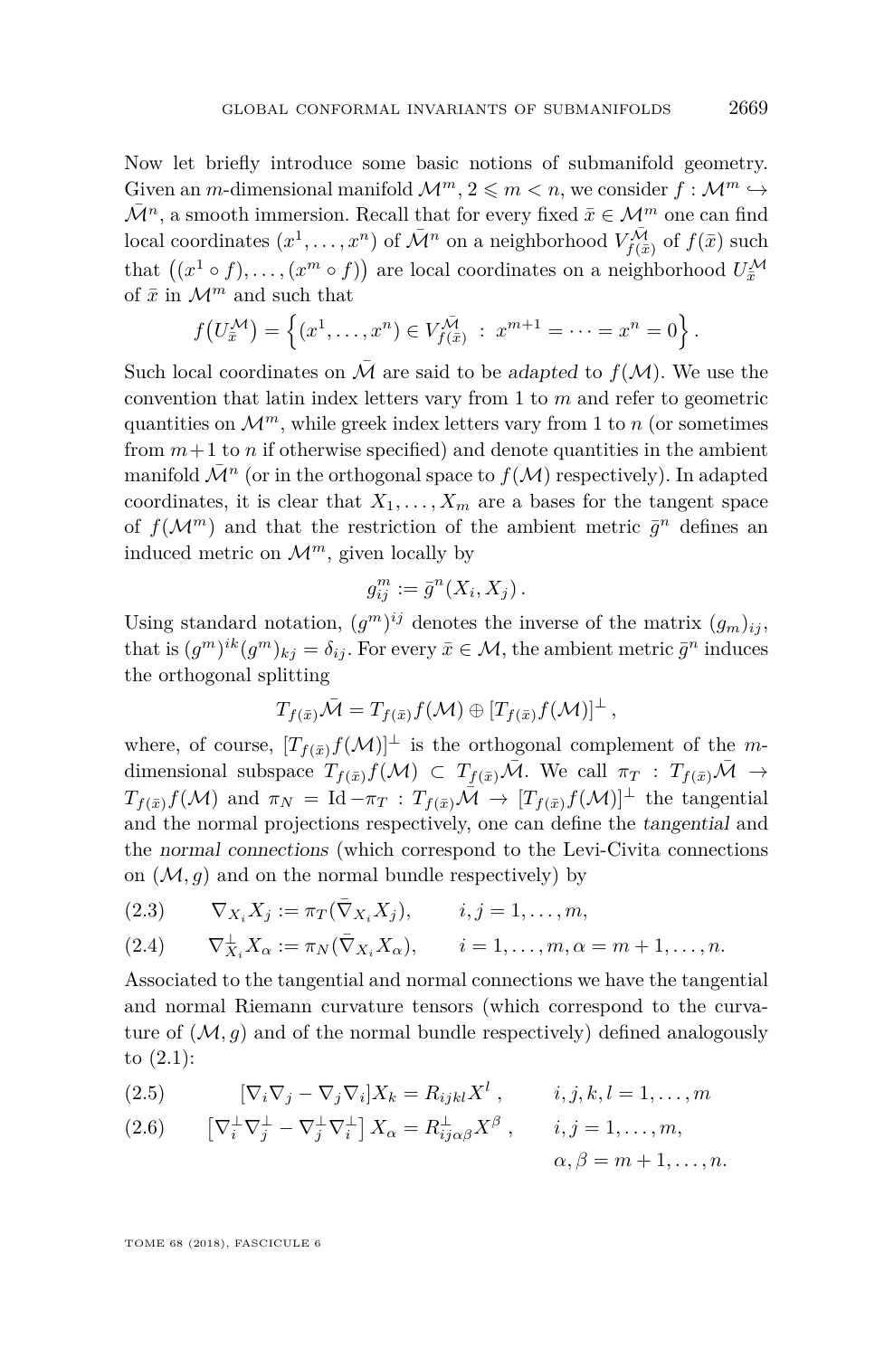Now let briefly introduce some basic notions of submanifold geometry. Given an $m$-dimensional manifold $\mathcal{M}^m$, $2 \leqslant m < n$, we consider $f : \mathcal{M}^m \hookrightarrow \bar{\mathcal{M}}^n$, a smooth immersion. Recall that for every fixed $\bar{x} \in \mathcal{M}^m$ one can find local coordinates $(x^1, \ldots, x^n)$ of $\bar{\mathcal{M}}^n$ on a neighborhood $V^{\bar{\mathcal{M}}}_{f(\bar{x})}$ of $f(\bar{x})$ such that $\big((x^1 \circ f), \ldots, (x^m \circ f)\big)$ are local coordinates on a neighborhood $U^{\mathcal{M}}_{\bar{x}}$ of $\bar{x}$ in $\mathcal{M}^m$ and such that

$$f\big(U^{\mathcal{M}}_{\bar{x}}\big) = \Big\{(x^1, \ldots, x^n) \in V^{\bar{\mathcal{M}}}_{f(\bar{x})} \ : \ x^{m+1} = \cdots = x^n = 0\Big\}\,.$$

Such local coordinates on $\bar{\mathcal{M}}$ are said to be *adapted* to $f(\mathcal{M})$. We use the convention that latin index letters vary from 1 to $m$ and refer to geometric quantities on $\mathcal{M}^m$, while greek index letters vary from 1 to $n$ (or sometimes from $m+1$ to $n$ if otherwise specified) and denote quantities in the ambient manifold $\bar{\mathcal{M}}^n$ (or in the orthogonal space to $f(\mathcal{M})$ respectively). In adapted coordinates, it is clear that $X_1, \ldots, X_m$ are a bases for the tangent space of $f(\mathcal{M}^m)$ and that the restriction of the ambient metric $\bar{g}^n$ defines an induced metric on $\mathcal{M}^m$, given locally by

$$g^m_{ij} := \bar{g}^n(X_i, X_j)\,.$$

Using standard notation, $(g^m)^{ij}$ denotes the inverse of the matrix $(g_m)_{ij}$, that is $(g^m)^{ik}(g^m)_{kj} = \delta_{ij}$. For every $\bar{x} \in \mathcal{M}$, the ambient metric $\bar{g}^n$ induces the orthogonal splitting

$$T_{f(\bar{x})}\bar{\mathcal{M}} = T_{f(\bar{x})}f(\mathcal{M}) \oplus [T_{f(\bar{x})}f(\mathcal{M})]^{\perp}\,,$$

where, of course, $[T_{f(\bar{x})}f(\mathcal{M})]^{\perp}$ is the orthogonal complement of the $m$-dimensional subspace $T_{f(\bar{x})}f(\mathcal{M}) \subset T_{f(\bar{x})}\bar{\mathcal{M}}$. We call $\pi_T : T_{f(\bar{x})}\bar{\mathcal{M}} \to T_{f(\bar{x})}f(\mathcal{M})$ and $\pi_N = \mathrm{Id} - \pi_T : T_{f(\bar{x})}\bar{\mathcal{M}} \to [T_{f(\bar{x})}f(\mathcal{M})]^{\perp}$ the tangential and the normal projections respectively, one can define the *tangential* and the *normal connections* (which correspond to the Levi-Civita connections on $(\mathcal{M}, g)$ and on the normal bundle respectively) by

$$\nabla_{X_i} X_j := \pi_T(\bar{\nabla}_{X_i} X_j), \qquad i, j = 1, \ldots, m, \tag{2.3}$$

$$\nabla^{\perp}_{X_i} X_\alpha := \pi_N(\bar{\nabla}_{X_i} X_\alpha), \qquad i = 1, \ldots, m, \alpha = m+1, \ldots, n. \tag{2.4}$$

Associated to the tangential and normal connections we have the tangential and normal Riemann curvature tensors (which correspond to the curvature of $(\mathcal{M}, g)$ and of the normal bundle respectively) defined analogously to (2.1):

$$[\nabla_i \nabla_j - \nabla_j \nabla_i] X_k = R_{ijkl} X^l\,, \qquad i, j, k, l = 1, \ldots, m \tag{2.5}$$

$$\big[\nabla^{\perp}_i \nabla^{\perp}_j - \nabla^{\perp}_j \nabla^{\perp}_i\big] X_\alpha = R^{\perp}_{ij\alpha\beta} X^\beta\,, \qquad i, j = 1, \ldots, m, \quad \alpha, \beta = m+1, \ldots, n. \tag{2.6}$$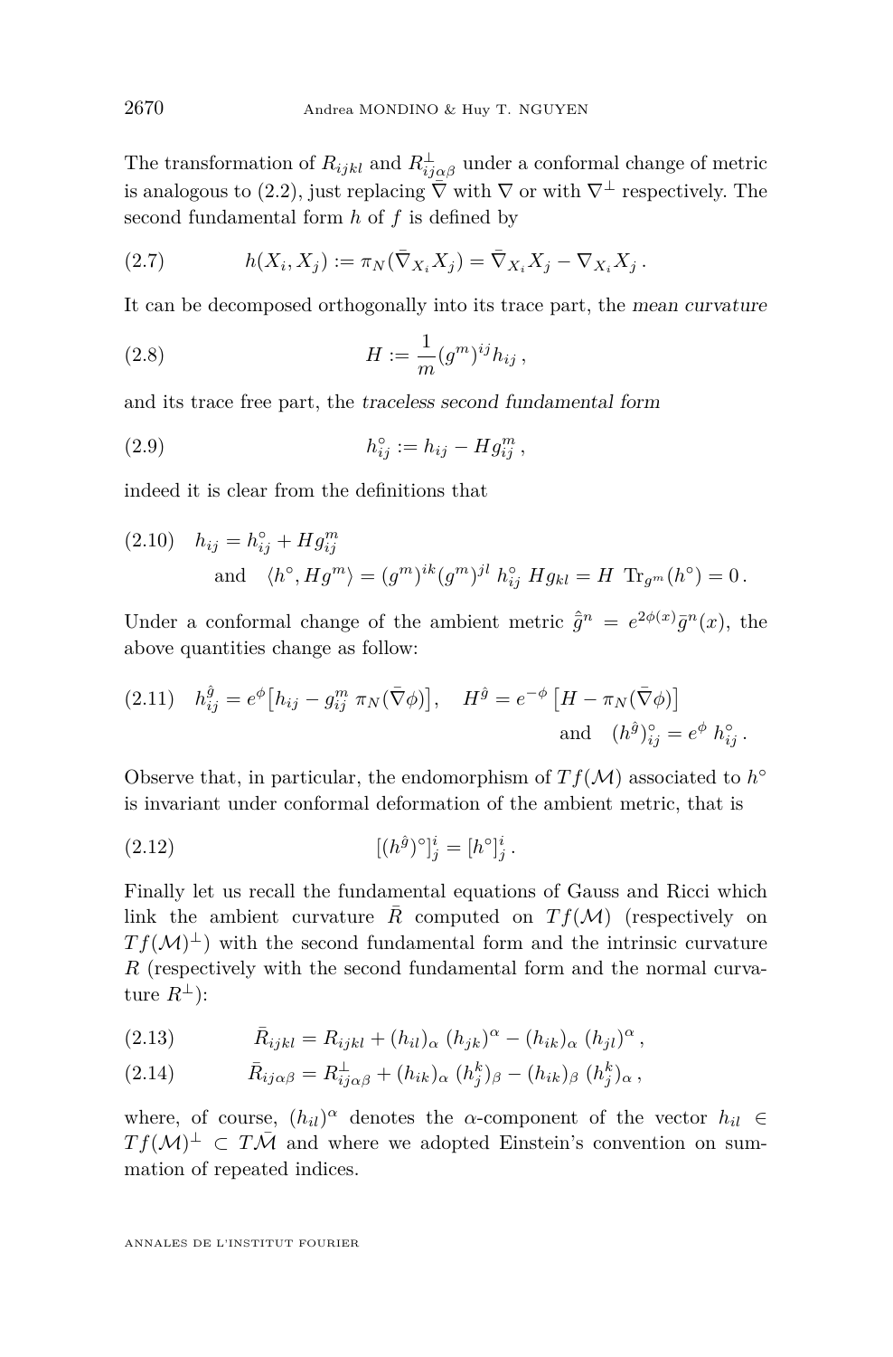The transformation of $R_{ijkl}$ and $R^{\perp}_{ij\alpha\beta}$ under a conformal change of metric is analogous to (2.2), just replacing $\bar{\nabla}$ with $\nabla$ or with $\nabla^{\perp}$ respectively. The second fundamental form $h$ of $f$ is defined by

$$h(X_i, X_j) := \pi_N(\bar{\nabla}_{X_i} X_j) = \bar{\nabla}_{X_i} X_j - \nabla_{X_i} X_j \,. \tag{2.7}$$

It can be decomposed orthogonally into its trace part, the *mean curvature*

$$H := \frac{1}{m} (g^m)^{ij} h_{ij} \,, \tag{2.8}$$

and its trace free part, the *traceless second fundamental form*

$$h^{\circ}_{ij} := h_{ij} - H g^m_{ij} \,, \tag{2.9}$$

indeed it is clear from the definitions that

$$\begin{aligned} h_{ij} &= h^{\circ}_{ij} + H g^m_{ij} \\ &\text{and} \quad \langle h^{\circ}, H g^m \rangle = (g^m)^{ik} (g^m)^{jl} \, h^{\circ}_{ij} \, H g_{kl} = H \ \mathrm{Tr}_{g^m}(h^{\circ}) = 0 \,. \end{aligned} \tag{2.10}$$

Under a conformal change of the ambient metric $\hat{\bar{g}}^n = e^{2\phi(x)} \bar{g}^n(x)$, the above quantities change as follow:

$$h^{\hat{g}}_{ij} = e^{\phi} \big[ h_{ij} - g^m_{ij} \ \pi_N(\bar{\nabla}\phi) \big], \quad H^{\hat{g}} = e^{-\phi} \left[ H - \pi_N(\bar{\nabla}\phi) \right] \quad \text{and} \quad (h^{\hat{g}})^{\circ}_{ij} = e^{\phi} \ h^{\circ}_{ij} \,. \tag{2.11}$$

Observe that, in particular, the endomorphism of $Tf(\mathcal{M})$ associated to $h^{\circ}$ is invariant under conformal deformation of the ambient metric, that is

$$[(h^{\hat{g}})^{\circ}]^i_j = [h^{\circ}]^i_j \,. \tag{2.12}$$

Finally let us recall the fundamental equations of Gauss and Ricci which link the ambient curvature $\bar{R}$ computed on $Tf(\mathcal{M})$ (respectively on $Tf(\mathcal{M})^{\perp}$) with the second fundamental form and the intrinsic curvature $R$ (respectively with the second fundamental form and the normal curvature $R^{\perp}$):

$$\bar{R}_{ijkl} = R_{ijkl} + (h_{il})_{\alpha} \, (h_{jk})^{\alpha} - (h_{ik})_{\alpha} \, (h_{jl})^{\alpha} \,, \tag{2.13}$$

$$\bar{R}_{ij\alpha\beta} = R^{\perp}_{ij\alpha\beta} + (h_{ik})_{\alpha} \, (h^k_j)_{\beta} - (h_{ik})_{\beta} \, (h^k_j)_{\alpha} \,, \tag{2.14}$$

where, of course, $(h_{il})^{\alpha}$ denotes the $\alpha$-component of the vector $h_{il} \in Tf(\mathcal{M})^{\perp} \subset T\bar{\mathcal{M}}$ and where we adopted Einstein's convention on summation of repeated indices.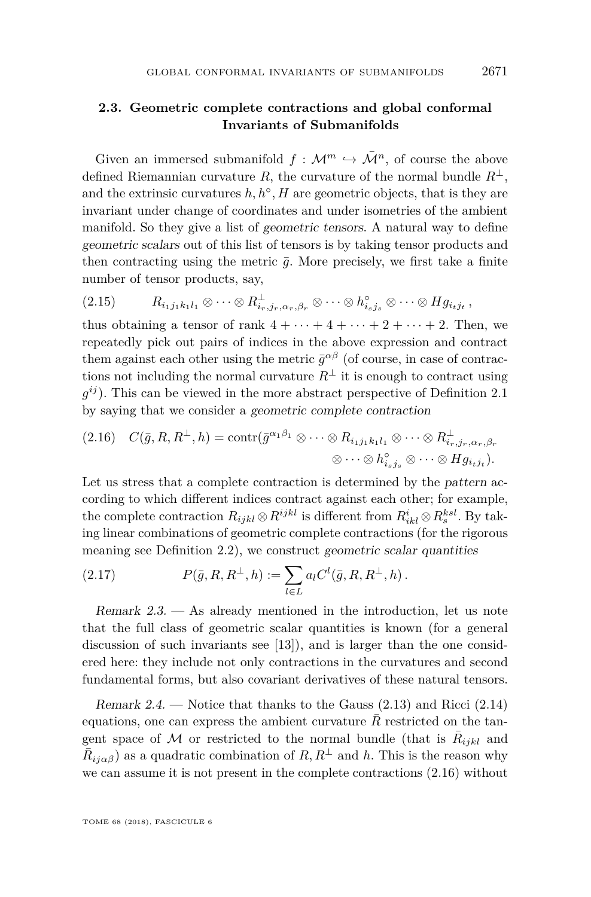### 2.3. Geometric complete contractions and global conformal Invariants of Submanifolds

Given an immersed submanifold $f : \mathcal{M}^m \hookrightarrow \bar{\mathcal{M}}^n$, of course the above defined Riemannian curvature $R$, the curvature of the normal bundle $R^\perp$, and the extrinsic curvatures $h, h^\circ, H$ are geometric objects, that is they are invariant under change of coordinates and under isometries of the ambient manifold. So they give a list of *geometric tensors*. A natural way to define *geometric scalars* out of this list of tensors is by taking tensor products and then contracting using the metric $\bar{g}$. More precisely, we first take a finite number of tensor products, say,

$$R_{i_1 j_1 k_1 l_1} \otimes \cdots \otimes R^\perp_{i_r, j_r, \alpha_r, \beta_r} \otimes \cdots \otimes h^\circ_{i_s j_s} \otimes \cdots \otimes H g_{i_t j_t}\,, \tag{2.15}$$

thus obtaining a tensor of rank $4 + \cdots + 4 + \cdots + 2 + \cdots + 2$. Then, we repeatedly pick out pairs of indices in the above expression and contract them against each other using the metric $\bar{g}^{\alpha\beta}$ (of course, in case of contractions not including the normal curvature $R^\perp$ it is enough to contract using $g^{ij}$). This can be viewed in the more abstract perspective of Definition 2.1 by saying that we consider a *geometric complete contraction*

$$\begin{aligned} C(\bar{g}, R, R^\perp, h) = \mathrm{contr}(\bar{g}^{\alpha_1\beta_1} \otimes \cdots \otimes R_{i_1 j_1 k_1 l_1} \otimes \cdots \otimes R^\perp_{i_r, j_r, \alpha_r, \beta_r} \\ \otimes \cdots \otimes h^\circ_{i_s j_s} \otimes \cdots \otimes H g_{i_t j_t}). \end{aligned} \tag{2.16}$$

Let us stress that a complete contraction is determined by the *pattern* according to which different indices contract against each other; for example, the complete contraction $R_{ijkl} \otimes R^{ijkl}$ is different from $R^i_{ikl} \otimes R^{ksl}_s$. By taking linear combinations of geometric complete contractions (for the rigorous meaning see Definition 2.2), we construct *geometric scalar quantities*

$$P(\bar{g}, R, R^\perp, h) := \sum_{l \in L} a_l C^l(\bar{g}, R, R^\perp, h)\,. \tag{2.17}$$

*Remark 2.3.* — As already mentioned in the introduction, let us note that the full class of geometric scalar quantities is known (for a general discussion of such invariants see [13]), and is larger than the one considered here: they include not only contractions in the curvatures and second fundamental forms, but also covariant derivatives of these natural tensors.

*Remark 2.4.* — Notice that thanks to the Gauss (2.13) and Ricci (2.14) equations, one can express the ambient curvature $\bar{R}$ restricted on the tangent space of $\mathcal{M}$ or restricted to the normal bundle (that is $\bar{R}_{ijkl}$ and $\bar{R}_{ij\alpha\beta}$) as a quadratic combination of $R, R^\perp$ and $h$. This is the reason why we can assume it is not present in the complete contractions (2.16) without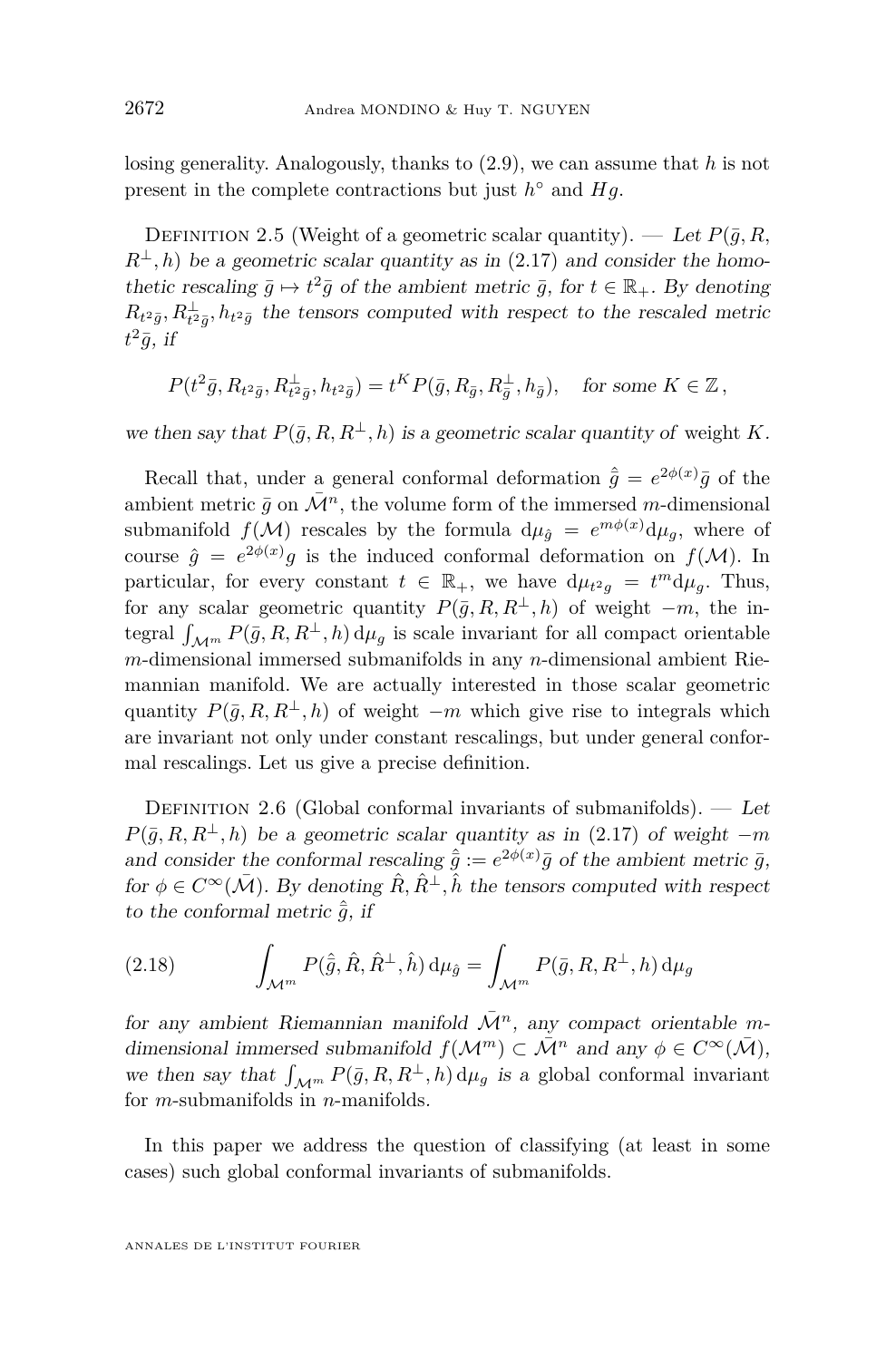losing generality. Analogously, thanks to (2.9), we can assume that $h$ is not present in the complete contractions but just $h^\circ$ and $Hg$.

Definition 2.5 (Weight of a geometric scalar quantity). — *Let $P(\bar g, R, R^\perp, h)$ be a geometric scalar quantity as in (2.17) and consider the homothetic rescaling $\bar g \mapsto t^2 \bar g$ of the ambient metric $\bar g$, for $t \in \mathbb{R}_+$. By denoting $R_{t^2\bar g}, R^\perp_{t^2\bar g}, h_{t^2\bar g}$ the tensors computed with respect to the rescaled metric $t^2 \bar g$, if*

$$P(t^2\bar g, R_{t^2\bar g}, R^\perp_{t^2\bar g}, h_{t^2\bar g}) = t^K P(\bar g, R_{\bar g}, R^\perp_{\bar g}, h_{\bar g}), \quad \text{for some } K \in \mathbb{Z}\,,$$

*we then say that $P(\bar g, R, R^\perp, h)$ is a geometric scalar quantity of* weight $K$.

Recall that, under a general conformal deformation $\hat{\bar g} = e^{2\phi(x)}\bar g$ of the ambient metric $\bar g$ on $\bar{\mathcal{M}}^n$, the volume form of the immersed $m$-dimensional submanifold $f(\mathcal{M})$ rescales by the formula $\mathrm{d}\mu_{\hat g} = e^{m\phi(x)}\mathrm{d}\mu_g$, where of course $\hat g = e^{2\phi(x)} g$ is the induced conformal deformation on $f(\mathcal{M})$. In particular, for every constant $t \in \mathbb{R}_+$, we have $\mathrm{d}\mu_{t^2 g} = t^m \mathrm{d}\mu_g$. Thus, for any scalar geometric quantity $P(\bar g, R, R^\perp, h)$ of weight $-m$, the integral $\int_{\mathcal{M}^m} P(\bar g, R, R^\perp, h)\,\mathrm{d}\mu_g$ is scale invariant for all compact orientable $m$-dimensional immersed submanifolds in any $n$-dimensional ambient Riemannian manifold. We are actually interested in those scalar geometric quantity $P(\bar g, R, R^\perp, h)$ of weight $-m$ which give rise to integrals which are invariant not only under constant rescalings, but under general conformal rescalings. Let us give a precise definition.

Definition 2.6 (Global conformal invariants of submanifolds). — *Let $P(\bar g, R, R^\perp, h)$ be a geometric scalar quantity as in (2.17) of weight $-m$ and consider the conformal rescaling $\hat{\bar g} := e^{2\phi(x)}\bar g$ of the ambient metric $\bar g$, for $\phi \in C^\infty(\bar{\mathcal{M}})$. By denoting $\hat R, \hat R^\perp, \hat h$ the tensors computed with respect to the conformal metric $\hat{\bar g}$, if*

$$\int_{\mathcal{M}^m} P(\hat{\bar g}, \hat R, \hat R^\perp, \hat h)\,\mathrm{d}\mu_{\hat g} = \int_{\mathcal{M}^m} P(\bar g, R, R^\perp, h)\,\mathrm{d}\mu_g \tag{2.18}$$

*for any ambient Riemannian manifold $\bar{\mathcal{M}}^n$, any compact orientable $m$-dimensional immersed submanifold $f(\mathcal{M}^m) \subset \bar{\mathcal{M}}^n$ and any $\phi \in C^\infty(\bar{\mathcal{M}})$, we then say that $\int_{\mathcal{M}^m} P(\bar g, R, R^\perp, h)\,\mathrm{d}\mu_g$ is a* global conformal invariant *for $m$-submanifolds in $n$-manifolds.*

In this paper we address the question of classifying (at least in some cases) such global conformal invariants of submanifolds.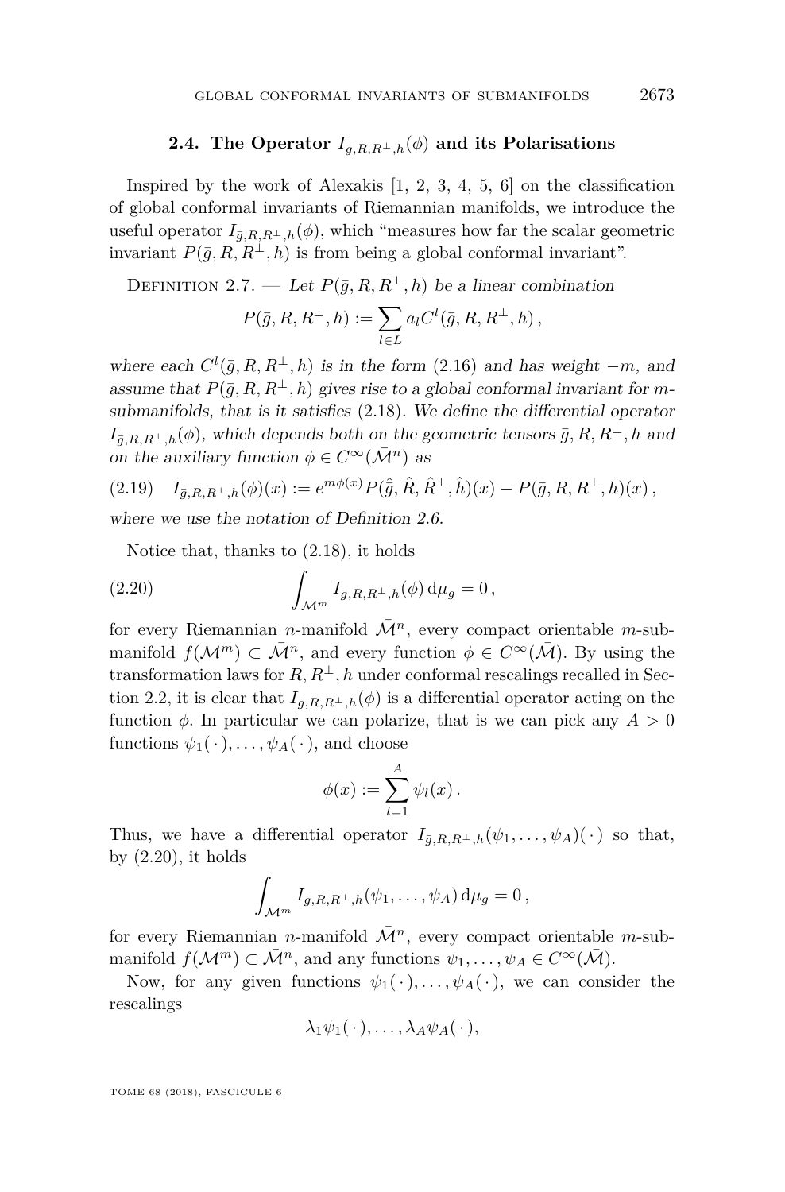### 2.4. The Operator $I_{\bar{g},R,R^\perp,h}(\phi)$ and its Polarisations

Inspired by the work of Alexakis [1, 2, 3, 4, 5, 6] on the classification of global conformal invariants of Riemannian manifolds, we introduce the useful operator $I_{\bar{g},R,R^\perp,h}(\phi)$, which "measures how far the scalar geometric invariant $P(\bar{g},R,R^\perp,h)$ is from being a global conformal invariant".

Definition 2.7. — *Let $P(\bar{g},R,R^\perp,h)$ be a linear combination*

$$P(\bar{g},R,R^\perp,h) := \sum_{l\in L} a_l C^l(\bar{g},R,R^\perp,h)\,,$$

*where each $C^l(\bar{g},R,R^\perp,h)$ is in the form (2.16) and has weight $-m$, and assume that $P(\bar{g},R,R^\perp,h)$ gives rise to a global conformal invariant for $m$-submanifolds, that is it satisfies (2.18). We define the differential operator $I_{\bar{g},R,R^\perp,h}(\phi)$, which depends both on the geometric tensors $\bar{g},R,R^\perp,h$ and on the auxiliary function $\phi\in C^\infty(\bar{\mathcal{M}}^n)$ as*

$$I_{\bar{g},R,R^\perp,h}(\phi)(x) := e^{m\phi(x)} P(\hat{\bar{g}},\hat{R},\hat{R}^\perp,\hat{h})(x) - P(\bar{g},R,R^\perp,h)(x)\,, \tag{2.19}$$

*where we use the notation of Definition 2.6.*

Notice that, thanks to (2.18), it holds

$$\int_{\mathcal{M}^m} I_{\bar{g},R,R^\perp,h}(\phi)\,\mathrm{d}\mu_g = 0\,, \tag{2.20}$$

for every Riemannian $n$-manifold $\bar{\mathcal{M}}^n$, every compact orientable $m$-submanifold $f(\mathcal{M}^m)\subset\bar{\mathcal{M}}^n$, and every function $\phi\in C^\infty(\bar{\mathcal{M}})$. By using the transformation laws for $R,R^\perp,h$ under conformal rescalings recalled in Section 2.2, it is clear that $I_{\bar{g},R,R^\perp,h}(\phi)$ is a differential operator acting on the function $\phi$. In particular we can polarize, that is we can pick any $A>0$ functions $\psi_1(\,\cdot\,),\ldots,\psi_A(\,\cdot\,)$, and choose

$$\phi(x) := \sum_{l=1}^{A} \psi_l(x)\,.$$

Thus, we have a differential operator $I_{\bar{g},R,R^\perp,h}(\psi_1,\ldots,\psi_A)(\,\cdot\,)$ so that, by (2.20), it holds

$$\int_{\mathcal{M}^m} I_{\bar{g},R,R^\perp,h}(\psi_1,\ldots,\psi_A)\,\mathrm{d}\mu_g = 0\,,$$

for every Riemannian $n$-manifold $\bar{\mathcal{M}}^n$, every compact orientable $m$-submanifold $f(\mathcal{M}^m)\subset\bar{\mathcal{M}}^n$, and any functions $\psi_1,\ldots,\psi_A\in C^\infty(\bar{\mathcal{M}})$.

Now, for any given functions $\psi_1(\,\cdot\,),\ldots,\psi_A(\,\cdot\,)$, we can consider the rescalings

$$\lambda_1\psi_1(\,\cdot\,),\ldots,\lambda_A\psi_A(\,\cdot\,),$$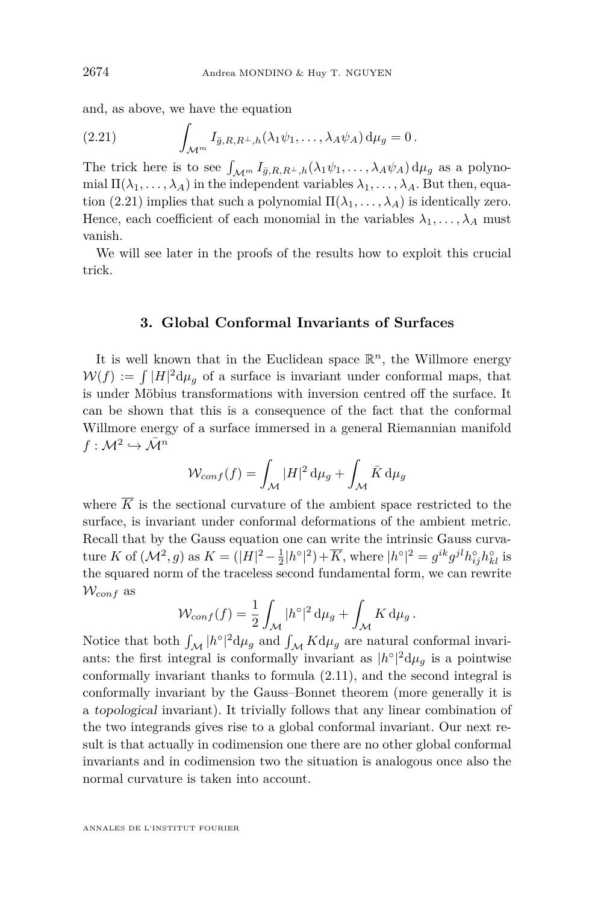and, as above, we have the equation

$$\int_{\mathcal{M}^m} I_{\bar{g},R,R^{\perp},h}(\lambda_1\psi_1,\ldots,\lambda_A\psi_A)\,\mathrm{d}\mu_g = 0\,. \tag{2.21}$$

The trick here is to see $\int_{\mathcal{M}^m} I_{\bar{g},R,R^{\perp},h}(\lambda_1\psi_1,\ldots,\lambda_A\psi_A)\,\mathrm{d}\mu_g$ as a polynomial $\Pi(\lambda_1,\ldots,\lambda_A)$ in the independent variables $\lambda_1,\ldots,\lambda_A$. But then, equation (2.21) implies that such a polynomial $\Pi(\lambda_1,\ldots,\lambda_A)$ is identically zero. Hence, each coefficient of each monomial in the variables $\lambda_1,\ldots,\lambda_A$ must vanish.

We will see later in the proofs of the results how to exploit this crucial trick.

## 3. Global Conformal Invariants of Surfaces

It is well known that in the Euclidean space $\mathbb{R}^n$, the Willmore energy $\mathcal{W}(f) := \int |H|^2 \mathrm{d}\mu_g$ of a surface is invariant under conformal maps, that is under Möbius transformations with inversion centred off the surface. It can be shown that this is a consequence of the fact that the conformal Willmore energy of a surface immersed in a general Riemannian manifold $f : \mathcal{M}^2 \hookrightarrow \bar{\mathcal{M}}^n$

$$\mathcal{W}_{conf}(f) = \int_{\mathcal{M}} |H|^2\,\mathrm{d}\mu_g + \int_{\mathcal{M}} \bar{K}\,\mathrm{d}\mu_g$$

where $\overline{K}$ is the sectional curvature of the ambient space restricted to the surface, is invariant under conformal deformations of the ambient metric. Recall that by the Gauss equation one can write the intrinsic Gauss curvature $K$ of $(\mathcal{M}^2, g)$ as $K = (|H|^2 - \frac{1}{2}|h^\circ|^2) + \overline{K}$, where $|h^\circ|^2 = g^{ik}g^{jl}h^\circ_{ij}h^\circ_{kl}$ is the squared norm of the traceless second fundamental form, we can rewrite $\mathcal{W}_{conf}$ as

$$\mathcal{W}_{conf}(f) = \frac{1}{2}\int_{\mathcal{M}} |h^\circ|^2\,\mathrm{d}\mu_g + \int_{\mathcal{M}} K\,\mathrm{d}\mu_g\,.$$

Notice that both $\int_{\mathcal{M}} |h^\circ|^2 \mathrm{d}\mu_g$ and $\int_{\mathcal{M}} K \mathrm{d}\mu_g$ are natural conformal invariants: the first integral is conformally invariant as $|h^\circ|^2\mathrm{d}\mu_g$ is a pointwise conformally invariant thanks to formula (2.11), and the second integral is conformally invariant by the Gauss–Bonnet theorem (more generally it is a *topological* invariant). It trivially follows that any linear combination of the two integrands gives rise to a global conformal invariant. Our next result is that actually in codimension one there are no other global conformal invariants and in codimension two the situation is analogous once also the normal curvature is taken into account.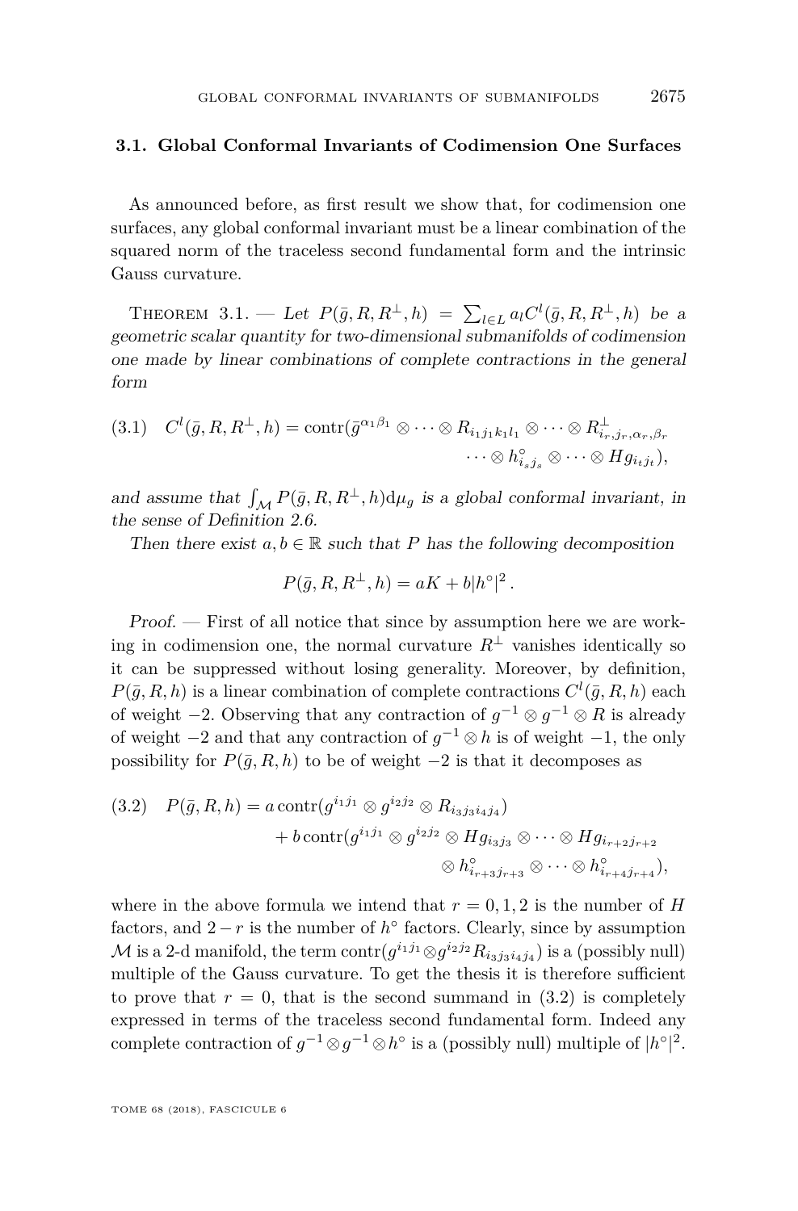### 3.1. Global Conformal Invariants of Codimension One Surfaces

As announced before, as first result we show that, for codimension one surfaces, any global conformal invariant must be a linear combination of the squared norm of the traceless second fundamental form and the intrinsic Gauss curvature.

Theorem 3.1. — *Let $P(\bar{g}, R, R^{\perp}, h) = \sum_{l \in L} a_l C^l(\bar{g}, R, R^{\perp}, h)$ be a geometric scalar quantity for two-dimensional submanifolds of codimension one made by linear combinations of complete contractions in the general form*

$$
(3.1) \quad C^l(\bar{g}, R, R^{\perp}, h) = \operatorname{contr}(\bar{g}^{\alpha_1 \beta_1} \otimes \cdots \otimes R_{i_1 j_1 k_1 l_1} \otimes \cdots \otimes R^{\perp}_{i_r, j_r, \alpha_r, \beta_r} \cdots \otimes h^{\circ}_{i_s j_s} \otimes \cdots \otimes H g_{i_t j_t}),
$$

*and assume that $\int_{\mathcal{M}} P(\bar{g}, R, R^{\perp}, h) \mathrm{d}\mu_g$ is a global conformal invariant, in the sense of Definition 2.6.*

*Then there exist $a, b \in \mathbb{R}$ such that $P$ has the following decomposition*

$$
P(\bar{g}, R, R^{\perp}, h) = aK + b|h^{\circ}|^2 \,.
$$

*Proof.* — First of all notice that since by assumption here we are working in codimension one, the normal curvature $R^{\perp}$ vanishes identically so it can be suppressed without losing generality. Moreover, by definition, $P(\bar{g}, R, h)$ is a linear combination of complete contractions $C^l(\bar{g}, R, h)$ each of weight $-2$. Observing that any contraction of $g^{-1} \otimes g^{-1} \otimes R$ is already of weight $-2$ and that any contraction of $g^{-1} \otimes h$ is of weight $-1$, the only possibility for $P(\bar{g}, R, h)$ to be of weight $-2$ is that it decomposes as

$$
(3.2) \quad P(\bar{g}, R, h) = a \operatorname{contr}(g^{i_1 j_1} \otimes g^{i_2 j_2} \otimes R_{i_3 j_3 i_4 j_4}) + b \operatorname{contr}(g^{i_1 j_1} \otimes g^{i_2 j_2} \otimes H g_{i_3 j_3} \otimes \cdots \otimes H g_{i_{r+2} j_{r+2}} \otimes h^{\circ}_{i_{r+3} j_{r+3}} \otimes \cdots \otimes h^{\circ}_{i_{r+4} j_{r+4}}),
$$

where in the above formula we intend that $r = 0, 1, 2$ is the number of $H$ factors, and $2 - r$ is the number of $h^{\circ}$ factors. Clearly, since by assumption $\mathcal{M}$ is a 2-d manifold, the term $\operatorname{contr}(g^{i_1 j_1} \otimes g^{i_2 j_2} R_{i_3 j_3 i_4 j_4})$ is a (possibly null) multiple of the Gauss curvature. To get the thesis it is therefore sufficient to prove that $r = 0$, that is the second summand in (3.2) is completely expressed in terms of the traceless second fundamental form. Indeed any complete contraction of $g^{-1} \otimes g^{-1} \otimes h^{\circ}$ is a (possibly null) multiple of $|h^{\circ}|^2$.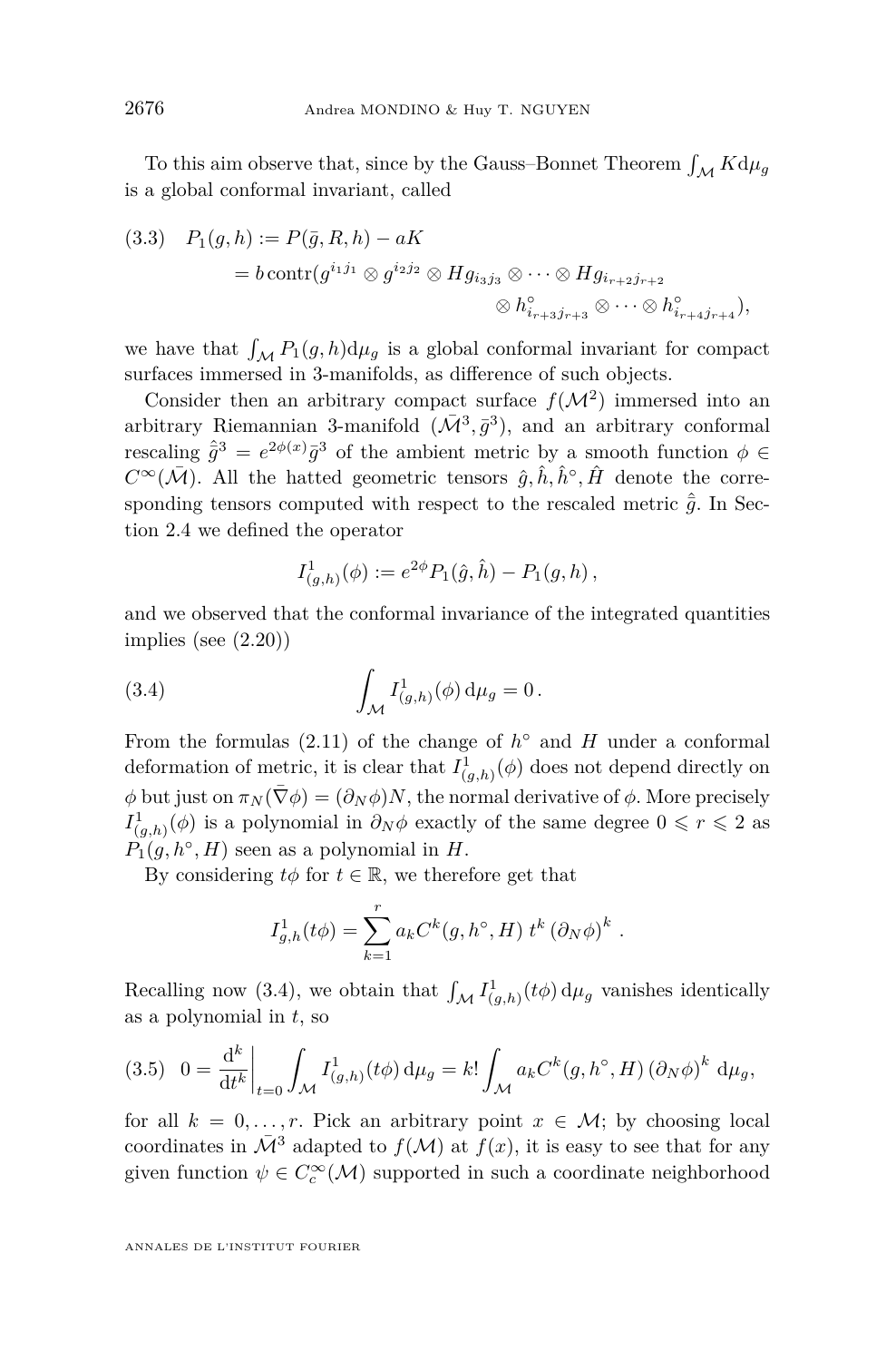To this aim observe that, since by the Gauss–Bonnet Theorem $\int_{\mathcal{M}} K \mathrm{d}\mu_g$ is a global conformal invariant, called

$$
\begin{aligned}
(3.3)\quad P_1(g,h) &:= P(\bar{g}, R, h) - aK \\
&= b\, \mathrm{contr}(g^{i_1 j_1} \otimes g^{i_2 j_2} \otimes H g_{i_3 j_3} \otimes \cdots \otimes H g_{i_{r+2} j_{r+2}} \\
&\qquad\qquad\qquad \otimes h^{\circ}_{i_{r+3} j_{r+3}} \otimes \cdots \otimes h^{\circ}_{i_{r+4} j_{r+4}}),
\end{aligned}
$$

we have that $\int_{\mathcal{M}} P_1(g,h) \mathrm{d}\mu_g$ is a global conformal invariant for compact surfaces immersed in 3-manifolds, as difference of such objects.

Consider then an arbitrary compact surface $f(\mathcal{M}^2)$ immersed into an arbitrary Riemannian 3-manifold $(\bar{\mathcal{M}}^3, \bar{g}^3)$, and an arbitrary conformal rescaling $\hat{\bar{g}}^3 = e^{2\phi(x)} \bar{g}^3$ of the ambient metric by a smooth function $\phi \in C^\infty(\bar{\mathcal{M}})$. All the hatted geometric tensors $\hat{g}, \hat{h}, \hat{h}^\circ, \hat{H}$ denote the corresponding tensors computed with respect to the rescaled metric $\hat{\bar{g}}$. In Section 2.4 we defined the operator

$$
I^1_{(g,h)}(\phi) := e^{2\phi} P_1(\hat{g}, \hat{h}) - P_1(g,h)\,,
$$

and we observed that the conformal invariance of the integrated quantities implies (see (2.20))

$$
\int_{\mathcal{M}} I^1_{(g,h)}(\phi)\, \mathrm{d}\mu_g = 0\,. \tag{3.4}
$$

From the formulas (2.11) of the change of $h^\circ$ and $H$ under a conformal deformation of metric, it is clear that $I^1_{(g,h)}(\phi)$ does not depend directly on $\phi$ but just on $\pi_N(\bar{\nabla}\phi) = (\partial_N \phi) N$, the normal derivative of $\phi$. More precisely $I^1_{(g,h)}(\phi)$ is a polynomial in $\partial_N \phi$ exactly of the same degree $0 \leqslant r \leqslant 2$ as $P_1(g, h^\circ, H)$ seen as a polynomial in $H$.

By considering $t\phi$ for $t \in \mathbb{R}$, we therefore get that

$$
I^1_{g,h}(t\phi) = \sum_{k=1}^{r} a_k C^k(g, h^\circ, H)\, t^k \left(\partial_N \phi\right)^k \,.
$$

Recalling now (3.4), we obtain that $\int_{\mathcal{M}} I^1_{(g,h)}(t\phi)\, \mathrm{d}\mu_g$ vanishes identically as a polynomial in $t$, so

$$
0 = \left.\frac{\mathrm{d}^k}{\mathrm{d}t^k}\right|_{t=0} \int_{\mathcal{M}} I^1_{(g,h)}(t\phi)\, \mathrm{d}\mu_g = k! \int_{\mathcal{M}} a_k C^k(g, h^\circ, H) \left(\partial_N \phi\right)^k \mathrm{d}\mu_g, \tag{3.5}
$$

for all $k = 0, \ldots, r$. Pick an arbitrary point $x \in \mathcal{M}$; by choosing local coordinates in $\bar{\mathcal{M}}^3$ adapted to $f(\mathcal{M})$ at $f(x)$, it is easy to see that for any given function $\psi \in C^\infty_c(\mathcal{M})$ supported in such a coordinate neighborhood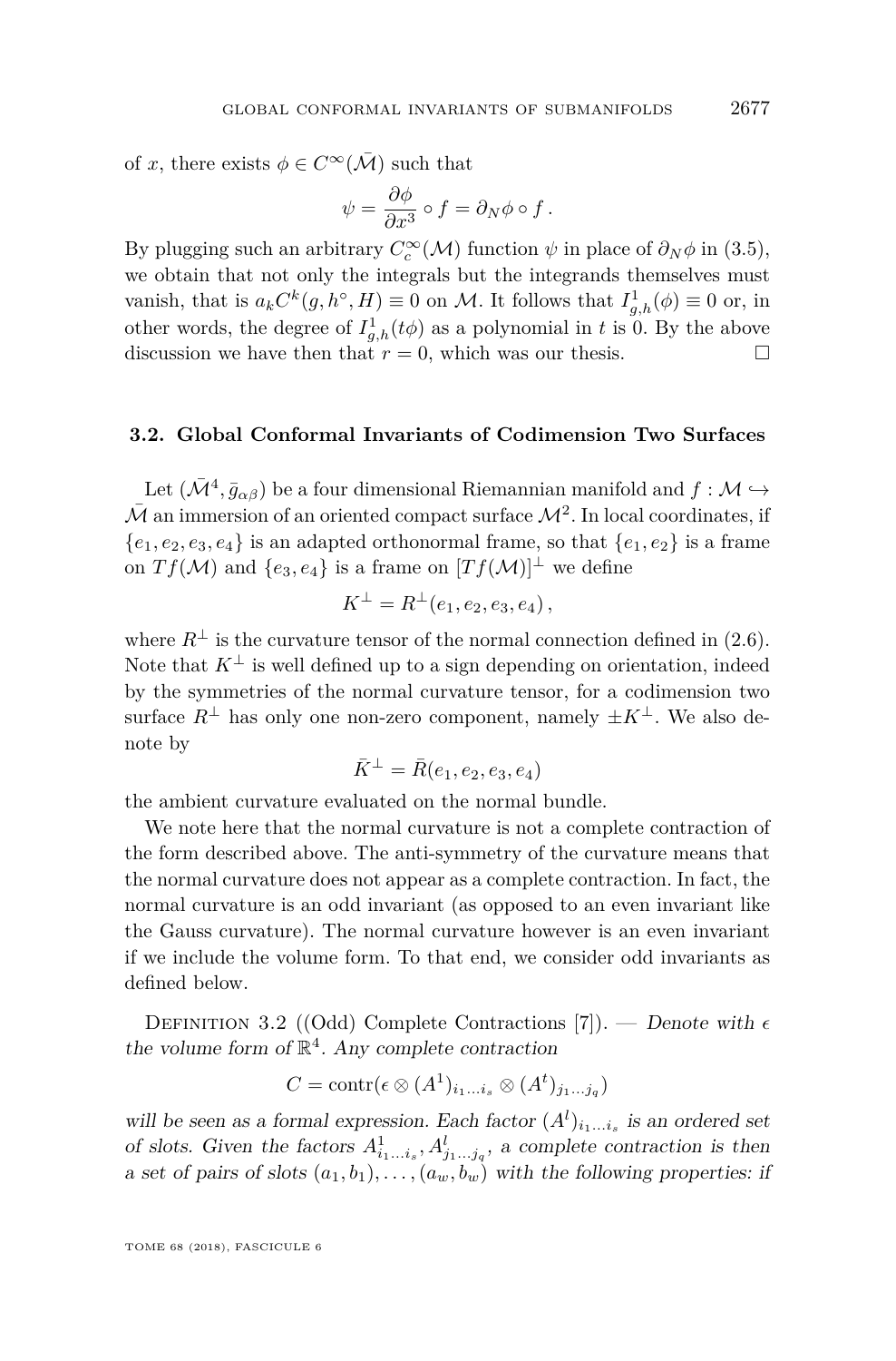of $x$, there exists $\phi \in C^\infty(\bar{\mathcal{M}})$ such that

$$\psi = \frac{\partial \phi}{\partial x^3} \circ f = \partial_N \phi \circ f\,.$$

By plugging such an arbitrary $C_c^\infty(\mathcal{M})$ function $\psi$ in place of $\partial_N \phi$ in (3.5), we obtain that not only the integrals but the integrands themselves must vanish, that is $a_k C^k(g, h^\circ, H) \equiv 0$ on $\mathcal{M}$. It follows that $I^1_{g,h}(\phi) \equiv 0$ or, in other words, the degree of $I^1_{g,h}(t\phi)$ as a polynomial in $t$ is 0. By the above discussion we have then that $r = 0$, which was our thesis. □

### 3.2. Global Conformal Invariants of Codimension Two Surfaces

Let $(\bar{\mathcal{M}}^4, \bar{g}_{\alpha\beta})$ be a four dimensional Riemannian manifold and $f : \mathcal{M} \hookrightarrow \bar{\mathcal{M}}$ an immersion of an oriented compact surface $\mathcal{M}^2$. In local coordinates, if $\{e_1, e_2, e_3, e_4\}$ is an adapted orthonormal frame, so that $\{e_1, e_2\}$ is a frame on $Tf(\mathcal{M})$ and $\{e_3, e_4\}$ is a frame on $[Tf(\mathcal{M})]^\perp$ we define

$$K^\perp = R^\perp(e_1, e_2, e_3, e_4)\,,$$

where $R^\perp$ is the curvature tensor of the normal connection defined in (2.6). Note that $K^\perp$ is well defined up to a sign depending on orientation, indeed by the symmetries of the normal curvature tensor, for a codimension two surface $R^\perp$ has only one non-zero component, namely $\pm K^\perp$. We also denote by

$$\bar{K}^\perp = \bar{R}(e_1, e_2, e_3, e_4)$$

the ambient curvature evaluated on the normal bundle.

We note here that the normal curvature is not a complete contraction of the form described above. The anti-symmetry of the curvature means that the normal curvature does not appear as a complete contraction. In fact, the normal curvature is an odd invariant (as opposed to an even invariant like the Gauss curvature). The normal curvature however is an even invariant if we include the volume form. To that end, we consider odd invariants as defined below.

Definition 3.2 ((Odd) Complete Contractions [7]). — *Denote with $\epsilon$ the volume form of $\mathbb{R}^4$. Any complete contraction*

$$C = \mathrm{contr}(\epsilon \otimes (A^1)_{i_1 \ldots i_s} \otimes (A^t)_{j_1 \ldots j_q})$$

*will be seen as a formal expression. Each factor $(A^l)_{i_1 \ldots i_s}$ is an ordered set of slots. Given the factors $A^1_{i_1 \ldots i_s}, A^l_{j_1 \ldots j_q}$, a complete contraction is then a set of pairs of slots $(a_1, b_1), \ldots, (a_w, b_w)$ with the following properties: if*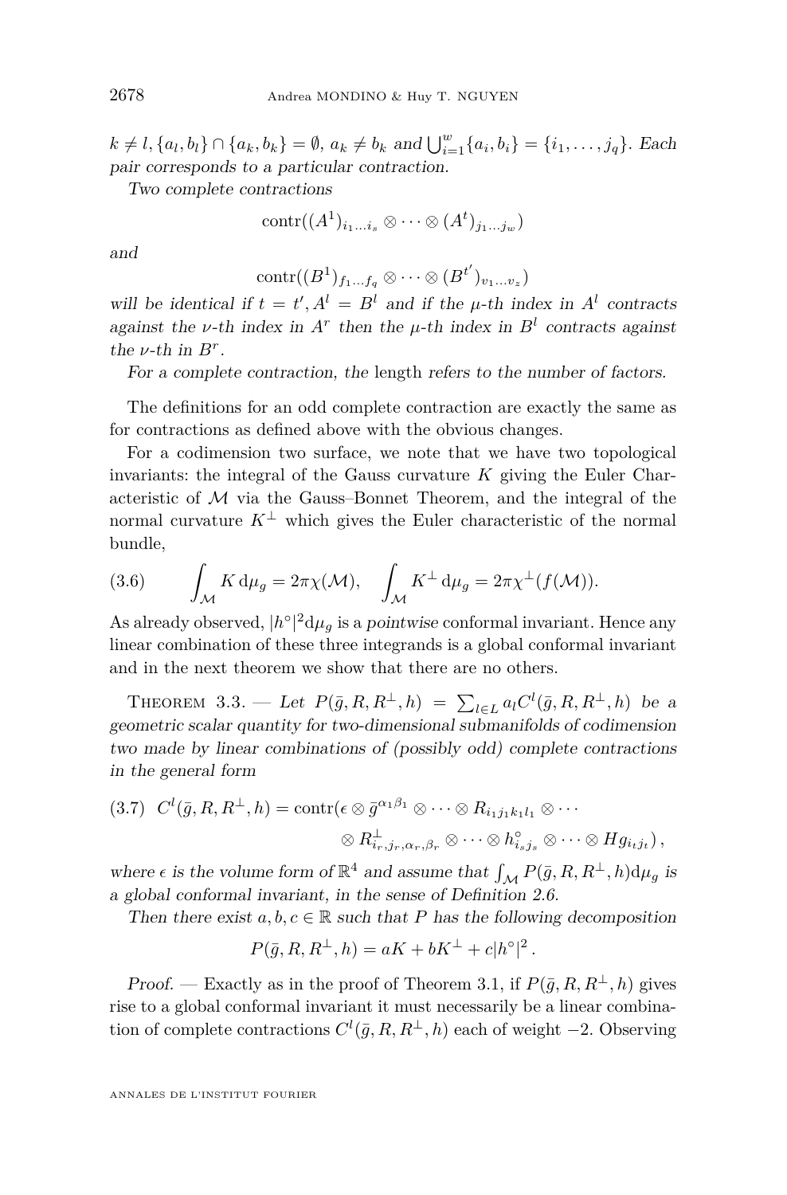*$k \neq l, \{a_l, b_l\} \cap \{a_k, b_k\} = \emptyset$, $a_k \neq b_k$ and $\bigcup_{i=1}^{w}\{a_i, b_i\} = \{i_1, \ldots, j_q\}$. Each pair corresponds to a particular contraction.*

*Two complete contractions*

$$\mathrm{contr}((A^1)_{i_1 \ldots i_s} \otimes \cdots \otimes (A^t)_{j_1 \ldots j_w})$$

*and*

$$\mathrm{contr}((B^1)_{f_1 \ldots f_q} \otimes \cdots \otimes (B^{t'})_{v_1 \ldots v_z})$$

*will be identical if $t = t'$, $A^l = B^l$ and if the $\mu$-th index in $A^l$ contracts against the $\nu$-th index in $A^r$ then the $\mu$-th index in $B^l$ contracts against the $\nu$-th in $B^r$.*

*For a complete contraction, the* length *refers to the number of factors.*

The definitions for an odd complete contraction are exactly the same as for contractions as defined above with the obvious changes.

For a codimension two surface, we note that we have two topological invariants: the integral of the Gauss curvature $K$ giving the Euler Characteristic of $\mathcal{M}$ via the Gauss–Bonnet Theorem, and the integral of the normal curvature $K^\perp$ which gives the Euler characteristic of the normal bundle,

$$\int_{\mathcal{M}} K \,\mathrm{d}\mu_g = 2\pi\chi(\mathcal{M}), \quad \int_{\mathcal{M}} K^\perp \,\mathrm{d}\mu_g = 2\pi\chi^\perp(f(\mathcal{M})). \tag{3.6}$$

As already observed, $|h^\circ|^2 \mathrm{d}\mu_g$ is a *pointwise* conformal invariant. Hence any linear combination of these three integrands is a global conformal invariant and in the next theorem we show that there are no others.

Theorem 3.3. — *Let $P(\bar{g}, R, R^\perp, h) = \sum_{l \in L} a_l C^l(\bar{g}, R, R^\perp, h)$ be a geometric scalar quantity for two-dimensional submanifolds of codimension two made by linear combinations of (possibly odd) complete contractions in the general form*

$$C^l(\bar{g}, R, R^\perp, h) = \mathrm{contr}(\epsilon \otimes \bar{g}^{\alpha_1\beta_1} \otimes \cdots \otimes R_{i_1 j_1 k_1 l_1} \otimes \cdots \otimes R^\perp_{i_r, j_r, \alpha_r, \beta_r} \otimes \cdots \otimes h^\circ_{i_s j_s} \otimes \cdots \otimes H g_{i_t j_t}), \tag{3.7}$$

*where $\epsilon$ is the volume form of $\mathbb{R}^4$ and assume that $\int_{\mathcal{M}} P(\bar{g}, R, R^\perp, h) \mathrm{d}\mu_g$ is a global conformal invariant, in the sense of Definition 2.6.*

*Then there exist $a, b, c \in \mathbb{R}$ such that $P$ has the following decomposition*

$$P(\bar{g}, R, R^\perp, h) = aK + bK^\perp + c|h^\circ|^2 .$$

*Proof.* — Exactly as in the proof of Theorem 3.1, if $P(\bar{g}, R, R^\perp, h)$ gives rise to a global conformal invariant it must necessarily be a linear combination of complete contractions $C^l(\bar{g}, R, R^\perp, h)$ each of weight $-2$. Observing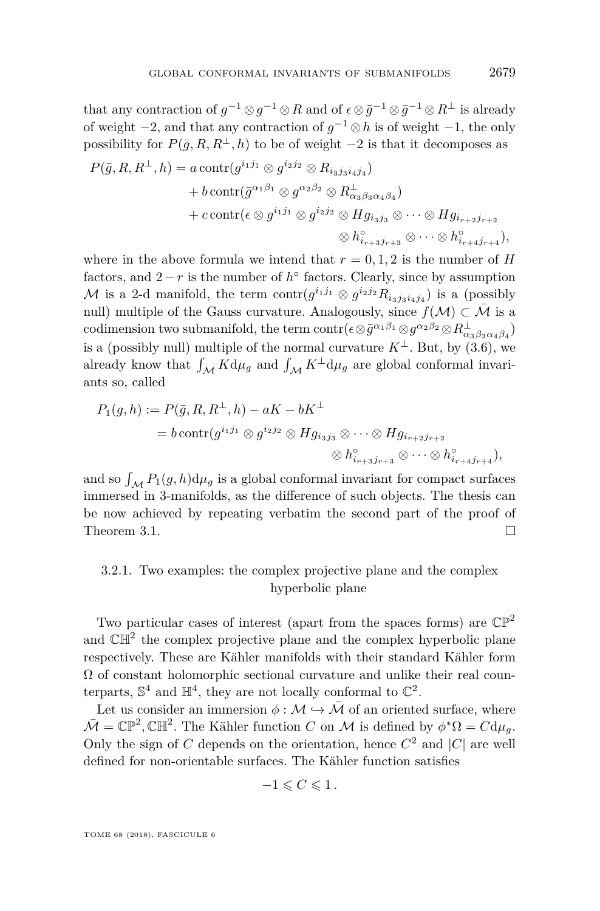that any contraction of $g^{-1}\otimes g^{-1}\otimes R$ and of $\epsilon\otimes\bar{g}^{-1}\otimes\bar{g}^{-1}\otimes R^{\perp}$ is already of weight $-2$, and that any contraction of $g^{-1}\otimes h$ is of weight $-1$, the only possibility for $P(\bar{g},R,R^{\perp},h)$ to be of weight $-2$ is that it decomposes as

$$\begin{aligned}
P(\bar{g},R,R^{\perp},h) &= a\,\mathrm{contr}(g^{i_1j_1}\otimes g^{i_2j_2}\otimes R_{i_3j_3i_4j_4})\\
&\quad + b\,\mathrm{contr}(\bar{g}^{\alpha_1\beta_1}\otimes g^{\alpha_2\beta_2}\otimes R^{\perp}_{\alpha_3\beta_3\alpha_4\beta_4})\\
&\quad + c\,\mathrm{contr}(\epsilon\otimes g^{i_1j_1}\otimes g^{i_2j_2}\otimes Hg_{i_3j_3}\otimes\cdots\otimes Hg_{i_{r+2}j_{r+2}}\\
&\qquad\qquad \otimes h^{\circ}_{i_{r+3}j_{r+3}}\otimes\cdots\otimes h^{\circ}_{i_{r+4}j_{r+4}}),
\end{aligned}$$

where in the above formula we intend that $r=0,1,2$ is the number of $H$ factors, and $2-r$ is the number of $h^{\circ}$ factors. Clearly, since by assumption $\mathcal{M}$ is a 2-d manifold, the term $\mathrm{contr}(g^{i_1j_1}\otimes g^{i_2j_2}R_{i_3j_3i_4j_4})$ is a (possibly null) multiple of the Gauss curvature. Analogously, since $f(\mathcal{M})\subset\bar{\mathcal{M}}$ is a codimension two submanifold, the term $\mathrm{contr}(\epsilon\otimes\bar{g}^{\alpha_1\beta_1}\otimes g^{\alpha_2\beta_2}\otimes R^{\perp}_{\alpha_3\beta_3\alpha_4\beta_4})$ is a (possibly null) multiple of the normal curvature $K^{\perp}$. But, by (3.6), we already know that $\int_{\mathcal{M}}K\mathrm{d}\mu_g$ and $\int_{\mathcal{M}}K^{\perp}\mathrm{d}\mu_g$ are global conformal invariants so, called

$$\begin{aligned}
P_1(g,h) &:= P(\bar{g},R,R^{\perp},h)-aK-bK^{\perp}\\
&= b\,\mathrm{contr}(g^{i_1j_1}\otimes g^{i_2j_2}\otimes Hg_{i_3j_3}\otimes\cdots\otimes Hg_{i_{r+2}j_{r+2}}\\
&\qquad\qquad \otimes h^{\circ}_{i_{r+3}j_{r+3}}\otimes\cdots\otimes h^{\circ}_{i_{r+4}j_{r+4}}),
\end{aligned}$$

and so $\int_{\mathcal{M}}P_1(g,h)\mathrm{d}\mu_g$ is a global conformal invariant for compact surfaces immersed in 3-manifolds, as the difference of such objects. The thesis can be now achieved by repeating verbatim the second part of the proof of Theorem 3.1. □

### 3.2.1. Two examples: the complex projective plane and the complex hyperbolic plane

Two particular cases of interest (apart from the spaces forms) are $\mathbb{CP}^2$ and $\mathbb{CH}^2$ the complex projective plane and the complex hyperbolic plane respectively. These are Kähler manifolds with their standard Kähler form $\Omega$ of constant holomorphic sectional curvature and unlike their real counterparts, $\mathbb{S}^4$ and $\mathbb{H}^4$, they are not locally conformal to $\mathbb{C}^2$.

Let us consider an immersion $\phi:\mathcal{M}\hookrightarrow\bar{\mathcal{M}}$ of an oriented surface, where $\bar{\mathcal{M}}=\mathbb{CP}^2,\mathbb{CH}^2$. The Kähler function $C$ on $\mathcal{M}$ is defined by $\phi^*\Omega=C\mathrm{d}\mu_g$. Only the sign of $C$ depends on the orientation, hence $C^2$ and $|C|$ are well defined for non-orientable surfaces. The Kähler function satisfies

$$-1\leqslant C\leqslant 1\,.$$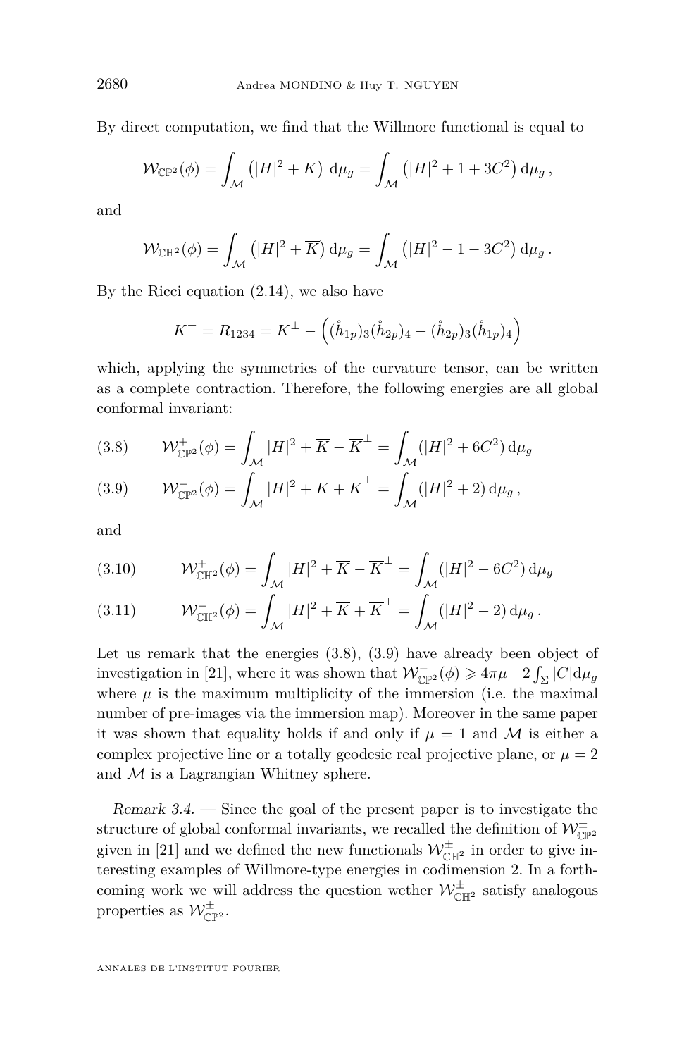By direct computation, we find that the Willmore functional is equal to

$$\mathcal{W}_{\mathbb{CP}^2}(\phi) = \int_{\mathcal{M}} \left(|H|^2 + \overline{K}\right) \mathrm{d}\mu_g = \int_{\mathcal{M}} \left(|H|^2 + 1 + 3C^2\right) \mathrm{d}\mu_g \,,$$

and

$$\mathcal{W}_{\mathbb{CH}^2}(\phi) = \int_{\mathcal{M}} \left(|H|^2 + \overline{K}\right) \mathrm{d}\mu_g = \int_{\mathcal{M}} \left(|H|^2 - 1 - 3C^2\right) \mathrm{d}\mu_g \,.$$

By the Ricci equation (2.14), we also have

$$\overline{K}^{\perp} = \overline{R}_{1234} = K^{\perp} - \left((\mathring{h}_{1p})_3(\mathring{h}_{2p})_4 - (\mathring{h}_{2p})_3(\mathring{h}_{1p})_4\right)$$

which, applying the symmetries of the curvature tensor, can be written as a complete contraction. Therefore, the following energies are all global conformal invariant:

$$\mathcal{W}^{+}_{\mathbb{CP}^2}(\phi) = \int_{\mathcal{M}} |H|^2 + \overline{K} - \overline{K}^{\perp} = \int_{\mathcal{M}} (|H|^2 + 6C^2)\,\mathrm{d}\mu_g \tag{3.8}$$

$$\mathcal{W}^{-}_{\mathbb{CP}^2}(\phi) = \int_{\mathcal{M}} |H|^2 + \overline{K} + \overline{K}^{\perp} = \int_{\mathcal{M}} (|H|^2 + 2)\,\mathrm{d}\mu_g \,, \tag{3.9}$$

and

$$\mathcal{W}^{+}_{\mathbb{CH}^2}(\phi) = \int_{\mathcal{M}} |H|^2 + \overline{K} - \overline{K}^{\perp} = \int_{\mathcal{M}} (|H|^2 - 6C^2)\,\mathrm{d}\mu_g \tag{3.10}$$

$$\mathcal{W}^{-}_{\mathbb{CH}^2}(\phi) = \int_{\mathcal{M}} |H|^2 + \overline{K} + \overline{K}^{\perp} = \int_{\mathcal{M}} (|H|^2 - 2)\,\mathrm{d}\mu_g \,. \tag{3.11}$$

Let us remark that the energies (3.8), (3.9) have already been object of investigation in [21], where it was shown that $\mathcal{W}^{-}_{\mathbb{CP}^2}(\phi) \geqslant 4\pi\mu - 2\int_{\Sigma}|C|\mathrm{d}\mu_g$ where $\mu$ is the maximum multiplicity of the immersion (i.e. the maximal number of pre-images via the immersion map). Moreover in the same paper it was shown that equality holds if and only if $\mu = 1$ and $\mathcal{M}$ is either a complex projective line or a totally geodesic real projective plane, or $\mu = 2$ and $\mathcal{M}$ is a Lagrangian Whitney sphere.

*Remark 3.4.* — Since the goal of the present paper is to investigate the structure of global conformal invariants, we recalled the definition of $\mathcal{W}^{\pm}_{\mathbb{CP}^2}$ given in [21] and we defined the new functionals $\mathcal{W}^{\pm}_{\mathbb{CH}^2}$ in order to give interesting examples of Willmore-type energies in codimension 2. In a forthcoming work we will address the question wether $\mathcal{W}^{\pm}_{\mathbb{CH}^2}$ satisfy analogous properties as $\mathcal{W}^{\pm}_{\mathbb{CP}^2}$.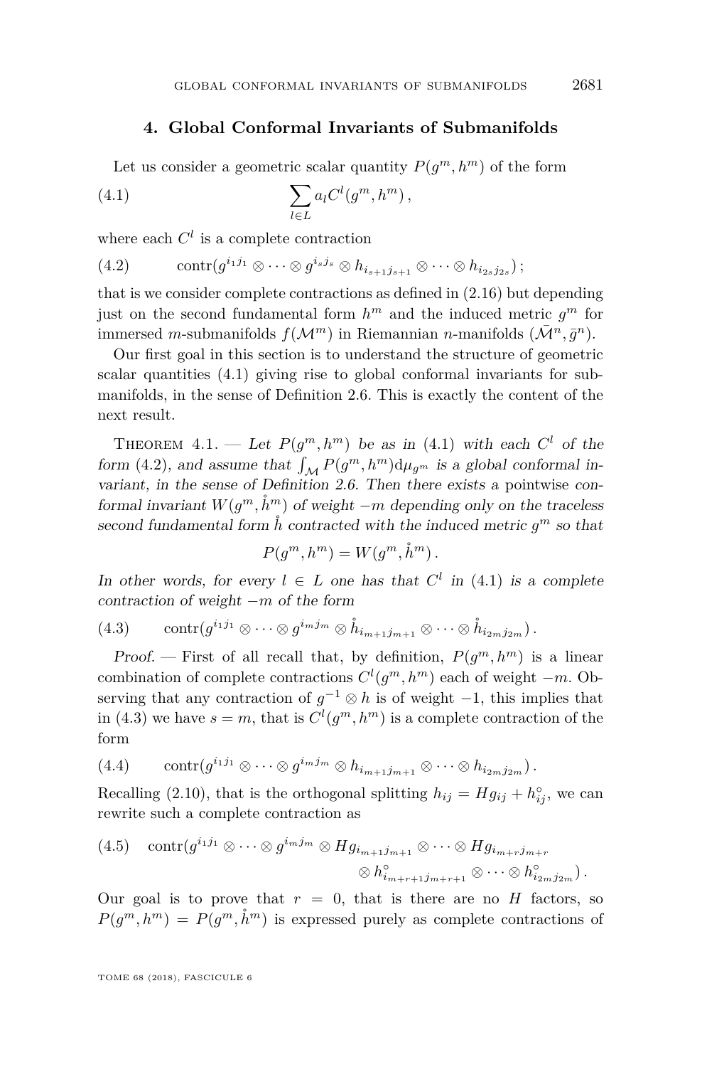## 4. Global Conformal Invariants of Submanifolds

Let us consider a geometric scalar quantity $P(g^m, h^m)$ of the form

$$\sum_{l \in L} a_l C^l(g^m, h^m)\,, \tag{4.1}$$

where each $C^l$ is a complete contraction

$$\operatorname{contr}(g^{i_1 j_1} \otimes \cdots \otimes g^{i_s j_s} \otimes h_{i_{s+1} j_{s+1}} \otimes \cdots \otimes h_{i_{2s} j_{2s}})\,; \tag{4.2}$$

that is we consider complete contractions as defined in (2.16) but depending just on the second fundamental form $h^m$ and the induced metric $g^m$ for immersed $m$-submanifolds $f(\mathcal{M}^m)$ in Riemannian $n$-manifolds $(\bar{\mathcal{M}}^n, \bar{g}^n)$.

Our first goal in this section is to understand the structure of geometric scalar quantities (4.1) giving rise to global conformal invariants for submanifolds, in the sense of Definition 2.6. This is exactly the content of the next result.

Theorem 4.1. — *Let $P(g^m, h^m)$ be as in (4.1) with each $C^l$ of the form (4.2), and assume that $\int_{\mathcal{M}} P(g^m, h^m) \mathrm{d}\mu_{g^m}$ is a global conformal invariant, in the sense of Definition 2.6. Then there exists a* pointwise *conformal invariant $W(g^m, \mathring{h}^m)$ of weight $-m$ depending only on the traceless second fundamental form $\mathring{h}$ contracted with the induced metric $g^m$ so that*

$$P(g^m, h^m) = W(g^m, \mathring{h}^m)\,.$$

*In other words, for every $l \in L$ one has that $C^l$ in (4.1) is a complete contraction of weight $-m$ of the form*

$$\operatorname{contr}(g^{i_1 j_1} \otimes \cdots \otimes g^{i_m j_m} \otimes \mathring{h}_{i_{m+1} j_{m+1}} \otimes \cdots \otimes \mathring{h}_{i_{2m} j_{2m}})\,. \tag{4.3}$$

*Proof.* — First of all recall that, by definition, $P(g^m, h^m)$ is a linear combination of complete contractions $C^l(g^m, h^m)$ each of weight $-m$. Observing that any contraction of $g^{-1} \otimes h$ is of weight $-1$, this implies that in (4.3) we have $s = m$, that is $C^l(g^m, h^m)$ is a complete contraction of the form

$$\operatorname{contr}(g^{i_1 j_1} \otimes \cdots \otimes g^{i_m j_m} \otimes h_{i_{m+1} j_{m+1}} \otimes \cdots \otimes h_{i_{2m} j_{2m}})\,. \tag{4.4}$$

Recalling (2.10), that is the orthogonal splitting $h_{ij} = H g_{ij} + h^\circ_{ij}$, we can rewrite such a complete contraction as

$$\begin{aligned}\operatorname{contr}(g^{i_1 j_1} \otimes \cdots \otimes g^{i_m j_m} \otimes H g_{i_{m+1} j_{m+1}} \otimes \cdots \otimes H g_{i_{m+r} j_{m+r}} \\ \otimes h^\circ_{i_{m+r+1} j_{m+r+1}} \otimes \cdots \otimes h^\circ_{i_{2m} j_{2m}})\,.\end{aligned} \tag{4.5}$$

Our goal is to prove that $r = 0$, that is there are no $H$ factors, so $P(g^m, h^m) = P(g^m, \mathring{h}^m)$ is expressed purely as complete contractions of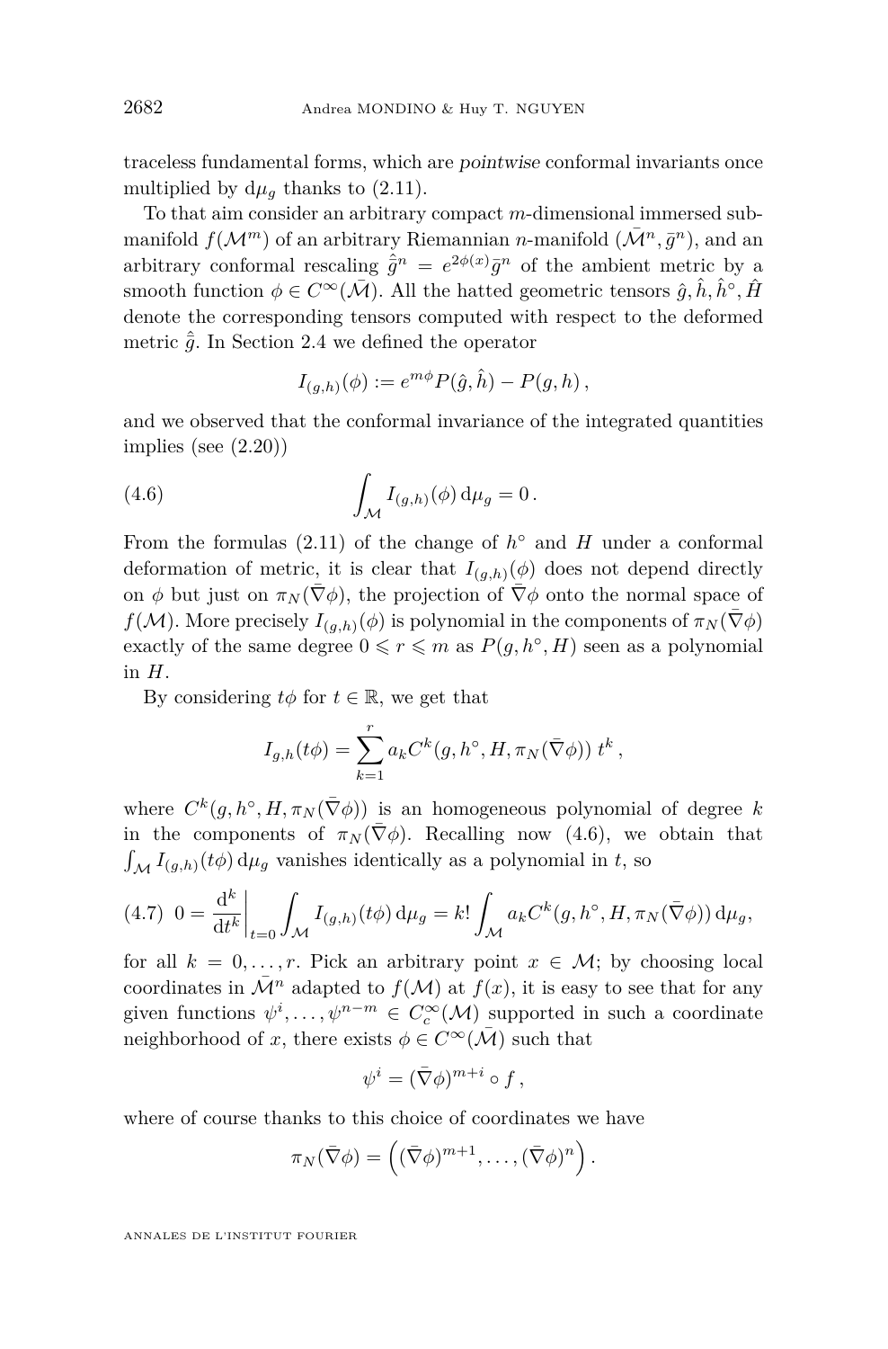traceless fundamental forms, which are *pointwise* conformal invariants once multiplied by $\mathrm{d}\mu_g$ thanks to (2.11).

To that aim consider an arbitrary compact $m$-dimensional immersed submanifold $f(\mathcal{M}^m)$ of an arbitrary Riemannian $n$-manifold $(\bar{\mathcal{M}}^n, \bar{g}^n)$, and an arbitrary conformal rescaling $\hat{\bar{g}}^n = e^{2\phi(x)}\bar{g}^n$ of the ambient metric by a smooth function $\phi \in C^\infty(\bar{\mathcal{M}})$. All the hatted geometric tensors $\hat{g}, \hat{h}, \hat{h}^\circ, \hat{H}$ denote the corresponding tensors computed with respect to the deformed metric $\hat{\bar{g}}$. In Section 2.4 we defined the operator

$$I_{(g,h)}(\phi) := e^{m\phi} P(\hat{g}, \hat{h}) - P(g, h)\,,$$

and we observed that the conformal invariance of the integrated quantities implies (see (2.20))

$$\int_{\mathcal{M}} I_{(g,h)}(\phi)\,\mathrm{d}\mu_g = 0\,. \tag{4.6}$$

From the formulas (2.11) of the change of $h^\circ$ and $H$ under a conformal deformation of metric, it is clear that $I_{(g,h)}(\phi)$ does not depend directly on $\phi$ but just on $\pi_N(\bar{\nabla}\phi)$, the projection of $\bar{\nabla}\phi$ onto the normal space of $f(\mathcal{M})$. More precisely $I_{(g,h)}(\phi)$ is polynomial in the components of $\pi_N(\bar{\nabla}\phi)$ exactly of the same degree $0 \leqslant r \leqslant m$ as $P(g, h^\circ, H)$ seen as a polynomial in $H$.

By considering $t\phi$ for $t \in \mathbb{R}$, we get that

$$I_{g,h}(t\phi) = \sum_{k=1}^{r} a_k C^k(g, h^\circ, H, \pi_N(\bar{\nabla}\phi))\; t^k\,,$$

where $C^k(g, h^\circ, H, \pi_N(\bar{\nabla}\phi))$ is an homogeneous polynomial of degree $k$ in the components of $\pi_N(\bar{\nabla}\phi)$. Recalling now (4.6), we obtain that $\int_{\mathcal{M}} I_{(g,h)}(t\phi)\,\mathrm{d}\mu_g$ vanishes identically as a polynomial in $t$, so

$$0 = \left.\frac{\mathrm{d}^k}{\mathrm{d}t^k}\right|_{t=0} \int_{\mathcal{M}} I_{(g,h)}(t\phi)\,\mathrm{d}\mu_g = k! \int_{\mathcal{M}} a_k C^k(g, h^\circ, H, \pi_N(\bar{\nabla}\phi))\,\mathrm{d}\mu_g, \tag{4.7}$$

for all $k = 0, \ldots, r$. Pick an arbitrary point $x \in \mathcal{M}$; by choosing local coordinates in $\bar{\mathcal{M}}^n$ adapted to $f(\mathcal{M})$ at $f(x)$, it is easy to see that for any given functions $\psi^i, \ldots, \psi^{n-m} \in C^\infty_c(\mathcal{M})$ supported in such a coordinate neighborhood of $x$, there exists $\phi \in C^\infty(\bar{\mathcal{M}})$ such that

$$\psi^i = (\bar{\nabla}\phi)^{m+i} \circ f\,,$$

where of course thanks to this choice of coordinates we have

$$\pi_N(\bar{\nabla}\phi) = \left((\bar{\nabla}\phi)^{m+1}, \ldots, (\bar{\nabla}\phi)^n\right).$$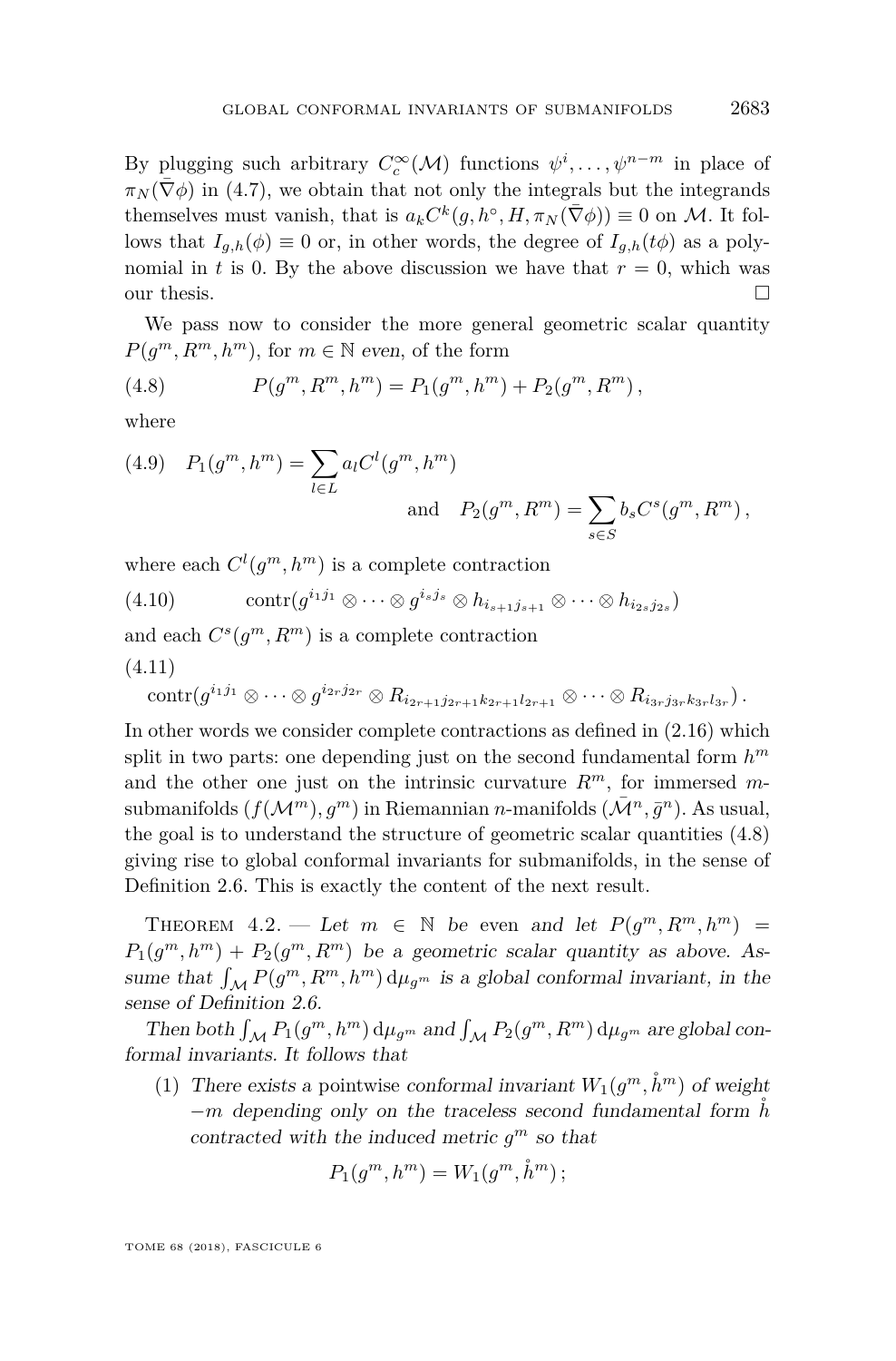By plugging such arbitrary $C_c^\infty(\mathcal{M})$ functions $\psi^i, \ldots, \psi^{n-m}$ in place of $\pi_N(\bar{\nabla}\phi)$ in (4.7), we obtain that not only the integrals but the integrands themselves must vanish, that is $a_k C^k(g, h^\circ, H, \pi_N(\bar{\nabla}\phi)) \equiv 0$ on $\mathcal{M}$. It follows that $I_{g,h}(\phi) \equiv 0$ or, in other words, the degree of $I_{g,h}(t\phi)$ as a polynomial in $t$ is 0. By the above discussion we have that $r = 0$, which was our thesis. $\square$

We pass now to consider the more general geometric scalar quantity $P(g^m, R^m, h^m)$, for $m \in \mathbb{N}$ *even*, of the form

$$P(g^m, R^m, h^m) = P_1(g^m, h^m) + P_2(g^m, R^m)\,, \tag{4.8}$$

where

$$P_1(g^m, h^m) = \sum_{l \in L} a_l C^l(g^m, h^m) \quad \text{and} \quad P_2(g^m, R^m) = \sum_{s \in S} b_s C^s(g^m, R^m)\,, \tag{4.9}$$

where each $C^l(g^m, h^m)$ is a complete contraction

$$\operatorname{contr}(g^{i_1 j_1} \otimes \cdots \otimes g^{i_s j_s} \otimes h_{i_{s+1} j_{s+1}} \otimes \cdots \otimes h_{i_{2s} j_{2s}}) \tag{4.10}$$

and each $C^s(g^m, R^m)$ is a complete contraction

$$\operatorname{contr}(g^{i_1 j_1} \otimes \cdots \otimes g^{i_{2r} j_{2r}} \otimes R_{i_{2r+1} j_{2r+1} k_{2r+1} l_{2r+1}} \otimes \cdots \otimes R_{i_{3r} j_{3r} k_{3r} l_{3r}})\,. \tag{4.11}$$

In other words we consider complete contractions as defined in (2.16) which split in two parts: one depending just on the second fundamental form $h^m$ and the other one just on the intrinsic curvature $R^m$, for immersed $m$-submanifolds $(f(\mathcal{M}^m), g^m)$ in Riemannian $n$-manifolds $(\bar{\mathcal{M}}^n, \bar{g}^n)$. As usual, the goal is to understand the structure of geometric scalar quantities (4.8) giving rise to global conformal invariants for submanifolds, in the sense of Definition 2.6. This is exactly the content of the next result.

Theorem 4.2. — *Let $m \in \mathbb{N}$ be* even *and let $P(g^m, R^m, h^m) = P_1(g^m, h^m) + P_2(g^m, R^m)$ be a geometric scalar quantity as above. Assume that $\int_{\mathcal{M}} P(g^m, R^m, h^m)\, \mathrm{d}\mu_{g^m}$ is a global conformal invariant, in the sense of Definition 2.6.*

*Then both $\int_{\mathcal{M}} P_1(g^m, h^m)\, \mathrm{d}\mu_{g^m}$ and $\int_{\mathcal{M}} P_2(g^m, R^m)\, \mathrm{d}\mu_{g^m}$ are global conformal invariants. It follows that*

1. *There exists a* pointwise *conformal invariant $W_1(g^m, \mathring{h}^m)$ of weight $-m$ depending only on the traceless second fundamental form $\mathring{h}$ contracted with the induced metric $g^m$ so that*

$$P_1(g^m, h^m) = W_1(g^m, \mathring{h}^m)\,;$$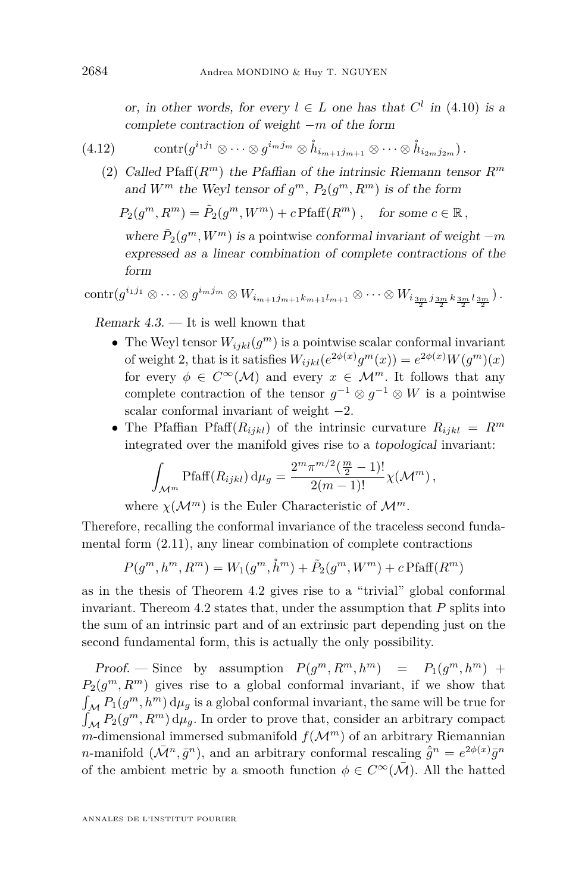*or, in other words, for every $l \in L$ one has that $C^l$ in (4.10) is a complete contraction of weight $-m$ of the form*

$$\mathrm{contr}(g^{i_1 j_1} \otimes \cdots \otimes g^{i_m j_m} \otimes \mathring{h}_{i_{m+1} j_{m+1}} \otimes \cdots \otimes \mathring{h}_{i_{2m} j_{2m}})\,. \tag{4.12}$$

(2) *Called* $\mathrm{Pfaff}(R^m)$ *the Pfaffian of the intrinsic Riemann tensor* $R^m$ *and* $W^m$ *the Weyl tensor of* $g^m$*,* $P_2(g^m, R^m)$ *is of the form*

$$P_2(g^m, R^m) = \tilde{P}_2(g^m, W^m) + c\,\mathrm{Pfaff}(R^m)\,, \quad \textit{for some } c \in \mathbb{R}\,,$$

*where* $\tilde{P}_2(g^m, W^m)$ *is a* pointwise *conformal invariant of weight* $-m$ *expressed as a linear combination of complete contractions of the form*

$$\mathrm{contr}(g^{i_1 j_1} \otimes \cdots \otimes g^{i_m j_m} \otimes W_{i_{m+1} j_{m+1} k_{m+1} l_{m+1}} \otimes \cdots \otimes W_{i_{\frac{3m}{2}} j_{\frac{3m}{2}} k_{\frac{3m}{2}} l_{\frac{3m}{2}}})\,.$$

*Remark 4.3.* — It is well known that

- The Weyl tensor $W_{ijkl}(g^m)$ is a pointwise scalar conformal invariant of weight 2, that is it satisfies $W_{ijkl}(e^{2\phi(x)} g^m(x)) = e^{2\phi(x)} W(g^m)(x)$ for every $\phi \in C^\infty(\mathcal{M})$ and every $x \in \mathcal{M}^m$. It follows that any complete contraction of the tensor $g^{-1} \otimes g^{-1} \otimes W$ is a pointwise scalar conformal invariant of weight $-2$.
- The Pfaffian $\mathrm{Pfaff}(R_{ijkl})$ of the intrinsic curvature $R_{ijkl} = R^m$ integrated over the manifold gives rise to a *topological* invariant:

$$\int_{\mathcal{M}^m} \mathrm{Pfaff}(R_{ijkl})\,\mathrm{d}\mu_g = \frac{2^m \pi^{m/2} (\frac{m}{2} - 1)!}{2(m-1)!} \chi(\mathcal{M}^m)\,,$$

where $\chi(\mathcal{M}^m)$ is the Euler Characteristic of $\mathcal{M}^m$.

Therefore, recalling the conformal invariance of the traceless second fundamental form (2.11), any linear combination of complete contractions

$$P(g^m, h^m, R^m) = W_1(g^m, \mathring{h}^m) + \tilde{P}_2(g^m, W^m) + c\,\mathrm{Pfaff}(R^m)$$

as in the thesis of Theorem 4.2 gives rise to a "trivial" global conformal invariant. Thereom 4.2 states that, under the assumption that $P$ splits into the sum of an intrinsic part and of an extrinsic part depending just on the second fundamental form, this is actually the only possibility.

*Proof.* — Since by assumption $P(g^m, R^m, h^m) = P_1(g^m, h^m) + P_2(g^m, R^m)$ gives rise to a global conformal invariant, if we show that $\int_{\mathcal{M}} P_1(g^m, h^m)\,\mathrm{d}\mu_g$ is a global conformal invariant, the same will be true for $\int_{\mathcal{M}} P_2(g^m, R^m)\,\mathrm{d}\mu_g$. In order to prove that, consider an arbitrary compact $m$-dimensional immersed submanifold $f(\mathcal{M}^m)$ of an arbitrary Riemannian $n$-manifold $(\bar{\mathcal{M}}^n, \bar{g}^n)$, and an arbitrary conformal rescaling $\hat{\bar{g}}^n = e^{2\phi(x)} \bar{g}^n$ of the ambient metric by a smooth function $\phi \in C^\infty(\bar{\mathcal{M}})$. All the hatted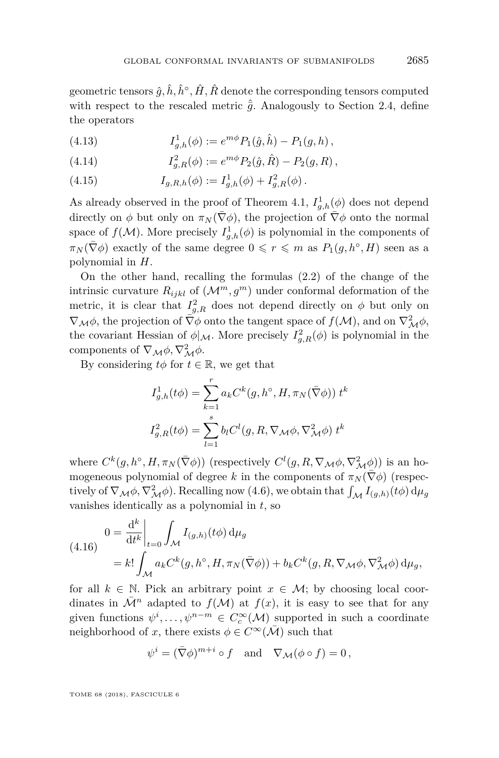geometric tensors $\hat{g}, \hat{h}, \hat{h}^\circ, \hat{H}, \hat{R}$ denote the corresponding tensors computed with respect to the rescaled metric $\hat{\bar{g}}$. Analogously to Section 2.4, define the operators

$$I^1_{g,h}(\phi) := e^{m\phi} P_1(\hat{g}, \hat{h}) - P_1(g, h)\,, \tag{4.13}$$

$$I^2_{g,R}(\phi) := e^{m\phi} P_2(\hat{g}, \hat{R}) - P_2(g, R)\,, \tag{4.14}$$

$$I_{g,R,h}(\phi) := I^1_{g,h}(\phi) + I^2_{g,R}(\phi)\,. \tag{4.15}$$

As already observed in the proof of Theorem 4.1, $I^1_{g,h}(\phi)$ does not depend directly on $\phi$ but only on $\pi_N(\bar{\nabla}\phi)$, the projection of $\bar{\nabla}\phi$ onto the normal space of $f(\mathcal{M})$. More precisely $I^1_{g,h}(\phi)$ is polynomial in the components of $\pi_N(\bar{\nabla}\phi)$ exactly of the same degree $0 \leqslant r \leqslant m$ as $P_1(g, h^\circ, H)$ seen as a polynomial in $H$.

On the other hand, recalling the formulas (2.2) of the change of the intrinsic curvature $R_{ijkl}$ of $(\mathcal{M}^m, g^m)$ under conformal deformation of the metric, it is clear that $I^2_{g,R}$ does not depend directly on $\phi$ but only on $\nabla_{\mathcal{M}}\phi$, the projection of $\bar{\nabla}\phi$ onto the tangent space of $f(\mathcal{M})$, and on $\nabla^2_{\mathcal{M}}\phi$, the covariant Hessian of $\phi|_{\mathcal{M}}$. More precisely $I^2_{g,R}(\phi)$ is polynomial in the components of $\nabla_{\mathcal{M}}\phi, \nabla^2_{\mathcal{M}}\phi$.

By considering $t\phi$ for $t \in \mathbb{R}$, we get that

$$I^1_{g,h}(t\phi) = \sum_{k=1}^{r} a_k C^k(g, h^\circ, H, \pi_N(\bar{\nabla}\phi))\; t^k$$

$$I^2_{g,R}(t\phi) = \sum_{l=1}^{s} b_l C^l(g, R, \nabla_{\mathcal{M}}\phi, \nabla^2_{\mathcal{M}}\phi)\; t^k$$

where $C^k(g, h^\circ, H, \pi_N(\bar{\nabla}\phi))$ (respectively $C^l(g, R, \nabla_{\mathcal{M}}\phi, \nabla^2_{\mathcal{M}}\phi)$) is an homogeneous polynomial of degree $k$ in the components of $\pi_N(\bar{\nabla}\phi)$ (respectively of $\nabla_{\mathcal{M}}\phi, \nabla^2_{\mathcal{M}}\phi$). Recalling now (4.6), we obtain that $\int_{\mathcal{M}} I_{(g,h)}(t\phi)\,\mathrm{d}\mu_g$ vanishes identically as a polynomial in $t$, so

$$\begin{aligned} 0 &= \frac{\mathrm{d}^k}{\mathrm{d}t^k}\bigg|_{t=0} \int_{\mathcal{M}} I_{(g,h)}(t\phi)\,\mathrm{d}\mu_g \\ &= k! \int_{\mathcal{M}} a_k C^k(g, h^\circ, H, \pi_N(\bar{\nabla}\phi)) + b_k C^k(g, R, \nabla_{\mathcal{M}}\phi, \nabla^2_{\mathcal{M}}\phi)\,\mathrm{d}\mu_g, \end{aligned} \tag{4.16}$$

for all $k \in \mathbb{N}$. Pick an arbitrary point $x \in \mathcal{M}$; by choosing local coordinates in $\bar{\mathcal{M}}^n$ adapted to $f(\mathcal{M})$ at $f(x)$, it is easy to see that for any given functions $\psi^i, \ldots, \psi^{n-m} \in C^\infty_c(\mathcal{M})$ supported in such a coordinate neighborhood of $x$, there exists $\phi \in C^\infty(\bar{\mathcal{M}})$ such that

$$\psi^i = (\bar{\nabla}\phi)^{m+i} \circ f \quad \text{and} \quad \nabla_{\mathcal{M}}(\phi \circ f) = 0\,,$$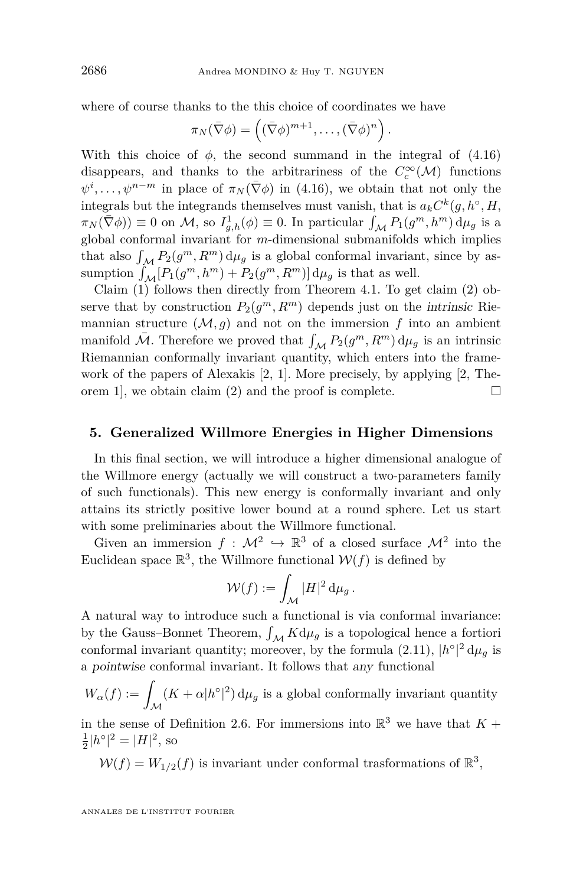where of course thanks to the this choice of coordinates we have

$$\pi_N(\bar{\nabla}\phi) = \left((\bar{\nabla}\phi)^{m+1}, \dots, (\bar{\nabla}\phi)^n\right).$$

With this choice of $\phi$, the second summand in the integral of (4.16) disappears, and thanks to the arbitrariness of the $C_c^\infty(\mathcal{M})$ functions $\psi^i, \dots, \psi^{n-m}$ in place of $\pi_N(\bar{\nabla}\phi)$ in (4.16), we obtain that not only the integrals but the integrands themselves must vanish, that is $a_k C^k(g, h^\circ, H, \pi_N(\bar{\nabla}\phi)) \equiv 0$ on $\mathcal{M}$, so $I^1_{g,h}(\phi) \equiv 0$. In particular $\int_{\mathcal{M}} P_1(g^m, h^m)\, \mathrm{d}\mu_g$ is a global conformal invariant for $m$-dimensional submanifolds which implies that also $\int_{\mathcal{M}} P_2(g^m, R^m)\, \mathrm{d}\mu_g$ is a global conformal invariant, since by assumption $\int_{\mathcal{M}}[P_1(g^m, h^m) + P_2(g^m, R^m)]\, \mathrm{d}\mu_g$ is that as well.

Claim (1) follows then directly from Theorem 4.1. To get claim (2) observe that by construction $P_2(g^m, R^m)$ depends just on the *intrinsic* Riemannian structure $(\mathcal{M}, g)$ and not on the immersion $f$ into an ambient manifold $\bar{\mathcal{M}}$. Therefore we proved that $\int_{\mathcal{M}} P_2(g^m, R^m)\, \mathrm{d}\mu_g$ is an intrinsic Riemannian conformally invariant quantity, which enters into the framework of the papers of Alexakis [2, 1]. More precisely, by applying [2, Theorem 1], we obtain claim (2) and the proof is complete. □

## 5. Generalized Willmore Energies in Higher Dimensions

In this final section, we will introduce a higher dimensional analogue of the Willmore energy (actually we will construct a two-parameters family of such functionals). This new energy is conformally invariant and only attains its strictly positive lower bound at a round sphere. Let us start with some preliminaries about the Willmore functional.

Given an immersion $f : \mathcal{M}^2 \hookrightarrow \mathbb{R}^3$ of a closed surface $\mathcal{M}^2$ into the Euclidean space $\mathbb{R}^3$, the Willmore functional $\mathcal{W}(f)$ is defined by

$$\mathcal{W}(f) := \int_{\mathcal{M}} |H|^2\, \mathrm{d}\mu_g\,.$$

A natural way to introduce such a functional is via conformal invariance: by the Gauss–Bonnet Theorem, $\int_{\mathcal{M}} K \mathrm{d}\mu_g$ is a topological hence a fortiori conformal invariant quantity; moreover, by the formula (2.11), $|h^\circ|^2\, \mathrm{d}\mu_g$ is a *pointwise* conformal invariant. It follows that *any* functional

$W_\alpha(f) := \int_{\mathcal{M}} (K + \alpha|h^\circ|^2)\, \mathrm{d}\mu_g$ is a global conformally invariant quantity

in the sense of Definition 2.6. For immersions into $\mathbb{R}^3$ we have that $K + \frac{1}{2}|h^\circ|^2 = |H|^2$, so

$\mathcal{W}(f) = W_{1/2}(f)$ is invariant under conformal trasformations of $\mathbb{R}^3$,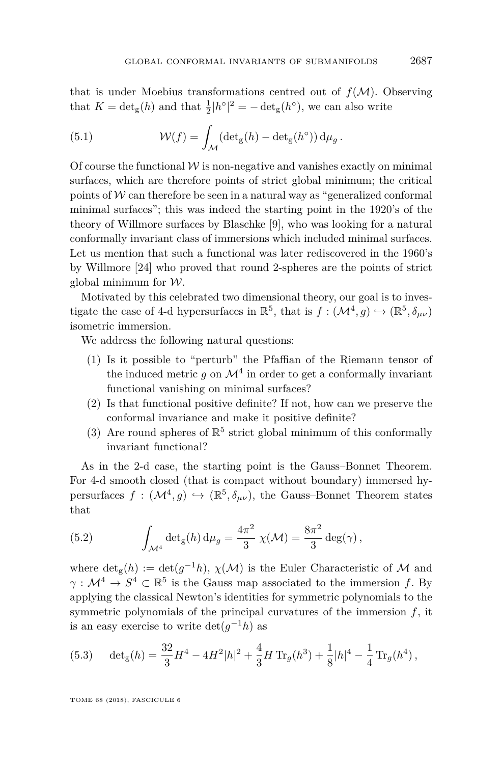that is under Moebius transformations centred out of $f(\mathcal{M})$. Observing that $K = \det_{\mathrm{g}}(h)$ and that $\frac{1}{2}|h^{\circ}|^2 = -\det_{\mathrm{g}}(h^{\circ})$, we can also write

$$\mathcal{W}(f) = \int_{\mathcal{M}} (\det_{\mathrm{g}}(h) - \det_{\mathrm{g}}(h^{\circ}))\, \mathrm{d}\mu_g\,. \tag{5.1}$$

Of course the functional $\mathcal{W}$ is non-negative and vanishes exactly on minimal surfaces, which are therefore points of strict global minimum; the critical points of $\mathcal{W}$ can therefore be seen in a natural way as "generalized conformal minimal surfaces"; this was indeed the starting point in the 1920's of the theory of Willmore surfaces by Blaschke [9], who was looking for a natural conformally invariant class of immersions which included minimal surfaces. Let us mention that such a functional was later rediscovered in the 1960's by Willmore [24] who proved that round 2-spheres are the points of strict global minimum for $\mathcal{W}$.

Motivated by this celebrated two dimensional theory, our goal is to investigate the case of 4-d hypersurfaces in $\mathbb{R}^5$, that is $f : (\mathcal{M}^4, g) \hookrightarrow (\mathbb{R}^5, \delta_{\mu\nu})$ isometric immersion.

We address the following natural questions:

1. Is it possible to "perturb" the Pfaffian of the Riemann tensor of the induced metric $g$ on $\mathcal{M}^4$ in order to get a conformally invariant functional vanishing on minimal surfaces?
2. Is that functional positive definite? If not, how can we preserve the conformal invariance and make it positive definite?
3. Are round spheres of $\mathbb{R}^5$ strict global minimum of this conformally invariant functional?

As in the 2-d case, the starting point is the Gauss–Bonnet Theorem. For 4-d smooth closed (that is compact without boundary) immersed hypersurfaces $f : (\mathcal{M}^4, g) \hookrightarrow (\mathbb{R}^5, \delta_{\mu\nu})$, the Gauss–Bonnet Theorem states that

$$\int_{\mathcal{M}^4} \det_{\mathrm{g}}(h)\, \mathrm{d}\mu_g = \frac{4\pi^2}{3}\, \chi(\mathcal{M}) = \frac{8\pi^2}{3} \deg(\gamma)\,, \tag{5.2}$$

where $\det_{\mathrm{g}}(h) := \det(g^{-1}h)$, $\chi(\mathcal{M})$ is the Euler Characteristic of $\mathcal{M}$ and $\gamma : \mathcal{M}^4 \to S^4 \subset \mathbb{R}^5$ is the Gauss map associated to the immersion $f$. By applying the classical Newton's identities for symmetric polynomials to the symmetric polynomials of the principal curvatures of the immersion $f$, it is an easy exercise to write $\det(g^{-1}h)$ as

$$\det_{\mathrm{g}}(h) = \frac{32}{3}H^4 - 4H^2|h|^2 + \frac{4}{3}H\, \mathrm{Tr}_g(h^3) + \frac{1}{8}|h|^4 - \frac{1}{4}\, \mathrm{Tr}_g(h^4)\,, \tag{5.3}$$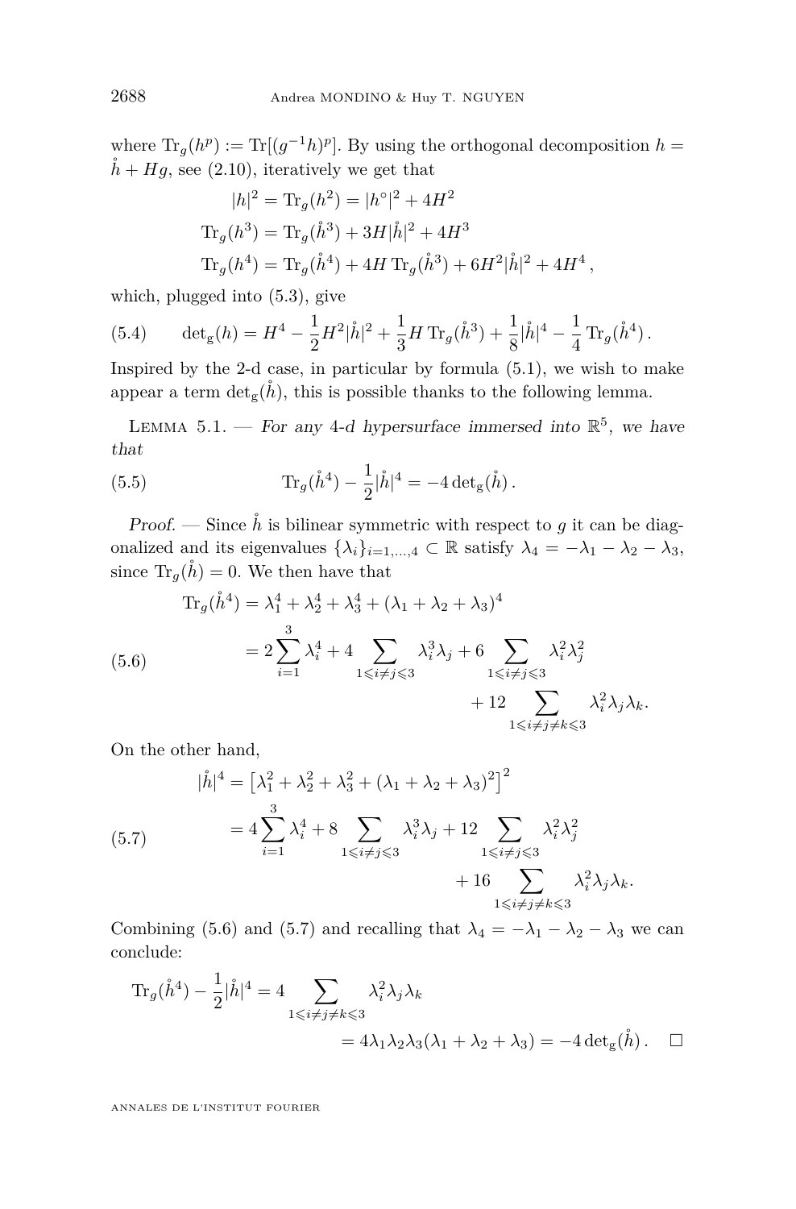where $\mathrm{Tr}_g(h^p) := \mathrm{Tr}[(g^{-1}h)^p]$. By using the orthogonal decomposition $h = \mathring{h} + Hg$, see (2.10), iteratively we get that

$$
\begin{aligned}
|h|^2 = \mathrm{Tr}_g(h^2) &= |h^\circ|^2 + 4H^2 \\
\mathrm{Tr}_g(h^3) &= \mathrm{Tr}_g(\mathring{h}^3) + 3H|\mathring{h}|^2 + 4H^3 \\
\mathrm{Tr}_g(h^4) &= \mathrm{Tr}_g(\mathring{h}^4) + 4H\,\mathrm{Tr}_g(\mathring{h}^3) + 6H^2|\mathring{h}|^2 + 4H^4\,,
\end{aligned}
$$

which, plugged into (5.3), give

$$
\det\nolimits_{\mathrm{g}}(h) = H^4 - \frac{1}{2}H^2|\mathring{h}|^2 + \frac{1}{3}H\,\mathrm{Tr}_g(\mathring{h}^3) + \frac{1}{8}|\mathring{h}|^4 - \frac{1}{4}\mathrm{Tr}_g(\mathring{h}^4)\,. \tag{5.4}
$$

Inspired by the 2-d case, in particular by formula (5.1), we wish to make appear a term $\det_{\mathrm{g}}(\mathring{h})$, this is possible thanks to the following lemma.

Lemma 5.1. — *For any 4-d hypersurface immersed into $\mathbb{R}^5$, we have that*

$$
\mathrm{Tr}_g(\mathring{h}^4) - \frac{1}{2}|\mathring{h}|^4 = -4\det\nolimits_{\mathrm{g}}(\mathring{h})\,. \tag{5.5}
$$

*Proof.* — Since $\mathring{h}$ is bilinear symmetric with respect to $g$ it can be diagonalized and its eigenvalues $\{\lambda_i\}_{i=1,\dots,4} \subset \mathbb{R}$ satisfy $\lambda_4 = -\lambda_1 - \lambda_2 - \lambda_3$, since $\mathrm{Tr}_g(\mathring{h}) = 0$. We then have that

$$
\begin{aligned}
\mathrm{Tr}_g(\mathring{h}^4) &= \lambda_1^4 + \lambda_2^4 + \lambda_3^4 + (\lambda_1 + \lambda_2 + \lambda_3)^4 \\
&= 2\sum_{i=1}^{3}\lambda_i^4 + 4\sum_{1\leqslant i\neq j\leqslant 3}\lambda_i^3\lambda_j + 6\sum_{1\leqslant i\neq j\leqslant 3}\lambda_i^2\lambda_j^2 \\
&\qquad + 12\sum_{1\leqslant i\neq j\neq k\leqslant 3}\lambda_i^2\lambda_j\lambda_k.
\end{aligned} \tag{5.6}
$$

On the other hand,

$$
\begin{aligned}
|\mathring{h}|^4 &= \left[\lambda_1^2 + \lambda_2^2 + \lambda_3^2 + (\lambda_1 + \lambda_2 + \lambda_3)^2\right]^2 \\
&= 4\sum_{i=1}^{3}\lambda_i^4 + 8\sum_{1\leqslant i\neq j\leqslant 3}\lambda_i^3\lambda_j + 12\sum_{1\leqslant i\neq j\leqslant 3}\lambda_i^2\lambda_j^2 \\
&\qquad + 16\sum_{1\leqslant i\neq j\neq k\leqslant 3}\lambda_i^2\lambda_j\lambda_k.
\end{aligned} \tag{5.7}
$$

Combining (5.6) and (5.7) and recalling that $\lambda_4 = -\lambda_1 - \lambda_2 - \lambda_3$ we can conclude:

$$
\begin{aligned}
\mathrm{Tr}_g(\mathring{h}^4) - \frac{1}{2}|\mathring{h}|^4 &= 4\sum_{1\leqslant i\neq j\neq k\leqslant 3}\lambda_i^2\lambda_j\lambda_k \\
&= 4\lambda_1\lambda_2\lambda_3(\lambda_1 + \lambda_2 + \lambda_3) = -4\det\nolimits_{\mathrm{g}}(\mathring{h})\,. \qquad \square
\end{aligned}
$$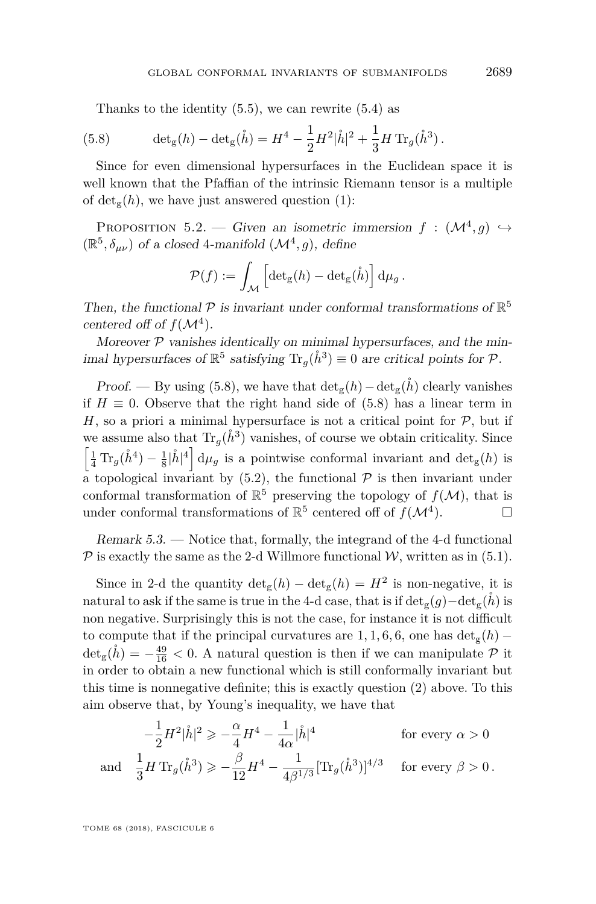Thanks to the identity (5.5), we can rewrite (5.4) as

$$\det_{\mathrm{g}}(h) - \det_{\mathrm{g}}(\mathring{h}) = H^4 - \frac{1}{2}H^2|\mathring{h}|^2 + \frac{1}{3}H\operatorname{Tr}_g(\mathring{h}^3)\,. \tag{5.8}$$

Since for even dimensional hypersurfaces in the Euclidean space it is well known that the Pfaffian of the intrinsic Riemann tensor is a multiple of $\det_{\mathrm{g}}(h)$, we have just answered question (1):

Proposition 5.2. — *Given an isometric immersion $f : (\mathcal{M}^4, g) \hookrightarrow (\mathbb{R}^5, \delta_{\mu\nu})$ of a closed 4-manifold $(\mathcal{M}^4, g)$, define*

$$\mathcal{P}(f) := \int_{\mathcal{M}} \left[\det_{\mathrm{g}}(h) - \det_{\mathrm{g}}(\mathring{h})\right] \mathrm{d}\mu_g\,.$$

*Then, the functional $\mathcal{P}$ is invariant under conformal transformations of $\mathbb{R}^5$ centered off of $f(\mathcal{M}^4)$.*

*Moreover $\mathcal{P}$ vanishes identically on minimal hypersurfaces, and the minimal hypersurfaces of $\mathbb{R}^5$ satisfying $\operatorname{Tr}_g(\mathring{h}^3) \equiv 0$ are critical points for $\mathcal{P}$.*

*Proof.* — By using (5.8), we have that $\det_{\mathrm{g}}(h) - \det_{\mathrm{g}}(\mathring{h})$ clearly vanishes if $H \equiv 0$. Observe that the right hand side of (5.8) has a linear term in $H$, so a priori a minimal hypersurface is not a critical point for $\mathcal{P}$, but if we assume also that $\operatorname{Tr}_g(\mathring{h}^3)$ vanishes, of course we obtain criticality. Since $\left[\frac{1}{4}\operatorname{Tr}_g(\mathring{h}^4) - \frac{1}{8}|\mathring{h}|^4\right] \mathrm{d}\mu_g$ is a pointwise conformal invariant and $\det_{\mathrm{g}}(h)$ is a topological invariant by (5.2), the functional $\mathcal{P}$ is then invariant under conformal transformation of $\mathbb{R}^5$ preserving the topology of $f(\mathcal{M})$, that is under conformal transformations of $\mathbb{R}^5$ centered off of $f(\mathcal{M}^4)$. □

*Remark 5.3.* — Notice that, formally, the integrand of the 4-d functional $\mathcal{P}$ is exactly the same as the 2-d Willmore functional $\mathcal{W}$, written as in (5.1).

Since in 2-d the quantity $\det_{\mathrm{g}}(h) - \det_{\mathrm{g}}(h) = H^2$ is non-negative, it is natural to ask if the same is true in the 4-d case, that is if $\det_{\mathrm{g}}(g) - \det_{\mathrm{g}}(\mathring{h})$ is non negative. Surprisingly this is not the case, for instance it is not difficult to compute that if the principal curvatures are $1, 1, 6, 6$, one has $\det_{\mathrm{g}}(h) - \det_{\mathrm{g}}(\mathring{h}) = -\frac{49}{16} < 0$. A natural question is then if we can manipulate $\mathcal{P}$ it in order to obtain a new functional which is still conformally invariant but this time is nonnegative definite; this is exactly question (2) above. To this aim observe that, by Young's inequality, we have that

$$-\frac{1}{2}H^2|\mathring{h}|^2 \geqslant -\frac{\alpha}{4}H^4 - \frac{1}{4\alpha}|\mathring{h}|^4 \qquad \text{for every } \alpha > 0$$

$$\text{and} \quad \frac{1}{3}H\operatorname{Tr}_g(\mathring{h}^3) \geqslant -\frac{\beta}{12}H^4 - \frac{1}{4\beta^{1/3}}[\operatorname{Tr}_g(\mathring{h}^3)]^{4/3} \quad \text{for every } \beta > 0\,.$$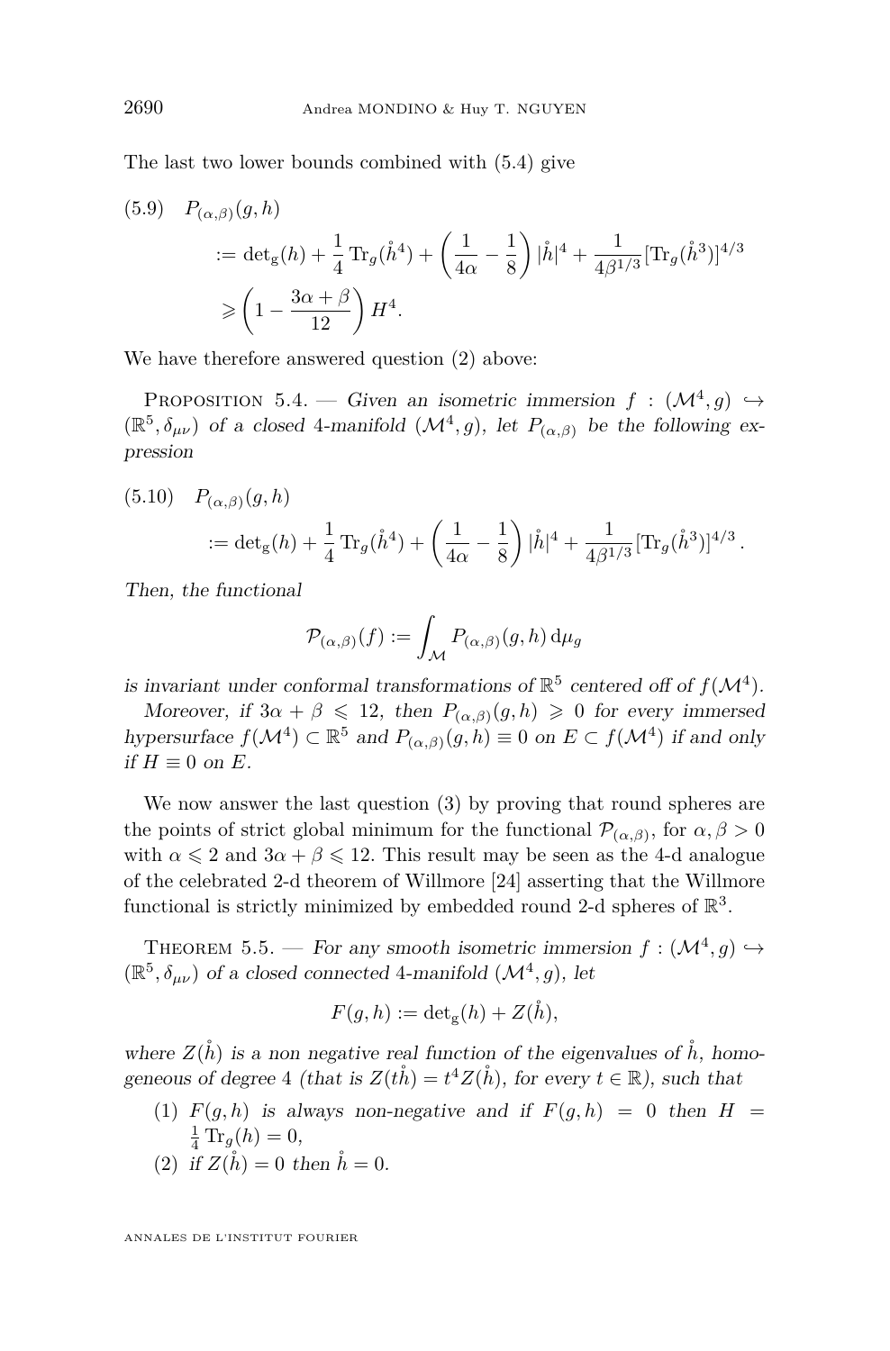The last two lower bounds combined with (5.4) give

$$
\begin{aligned}
(5.9)\quad & P_{(\alpha,\beta)}(g,h) \\
&:= \det{}_{\mathrm{g}}(h) + \frac{1}{4}\operatorname{Tr}_g(\mathring{h}^4) + \left(\frac{1}{4\alpha} - \frac{1}{8}\right)|\mathring{h}|^4 + \frac{1}{4\beta^{1/3}}[\operatorname{Tr}_g(\mathring{h}^3)]^{4/3} \\
&\geqslant \left(1 - \frac{3\alpha+\beta}{12}\right) H^4.
\end{aligned}
$$

We have therefore answered question (2) above:

Proposition 5.4. — *Given an isometric immersion $f : (\mathcal{M}^4, g) \hookrightarrow (\mathbb{R}^5, \delta_{\mu\nu})$ of a closed 4-manifold $(\mathcal{M}^4, g)$, let $P_{(\alpha,\beta)}$ be the following expression*

$$
\begin{aligned}
(5.10)\quad & P_{(\alpha,\beta)}(g,h) \\
&:= \det{}_{\mathrm{g}}(h) + \frac{1}{4}\operatorname{Tr}_g(\mathring{h}^4) + \left(\frac{1}{4\alpha} - \frac{1}{8}\right)|\mathring{h}|^4 + \frac{1}{4\beta^{1/3}}[\operatorname{Tr}_g(\mathring{h}^3)]^{4/3}.
\end{aligned}
$$

*Then, the functional*

$$
\mathcal{P}_{(\alpha,\beta)}(f) := \int_{\mathcal{M}} P_{(\alpha,\beta)}(g,h)\,\mathrm{d}\mu_g
$$

*is invariant under conformal transformations of $\mathbb{R}^5$ centered off of $f(\mathcal{M}^4)$.*

*Moreover, if $3\alpha + \beta \leqslant 12$, then $P_{(\alpha,\beta)}(g,h) \geqslant 0$ for every immersed hypersurface $f(\mathcal{M}^4) \subset \mathbb{R}^5$ and $P_{(\alpha,\beta)}(g,h) \equiv 0$ on $E \subset f(\mathcal{M}^4)$ if and only if $H \equiv 0$ on $E$.*

We now answer the last question (3) by proving that round spheres are the points of strict global minimum for the functional $\mathcal{P}_{(\alpha,\beta)}$, for $\alpha, \beta > 0$ with $\alpha \leqslant 2$ and $3\alpha + \beta \leqslant 12$. This result may be seen as the 4-d analogue of the celebrated 2-d theorem of Willmore [24] asserting that the Willmore functional is strictly minimized by embedded round 2-d spheres of $\mathbb{R}^3$.

Theorem 5.5. — *For any smooth isometric immersion $f : (\mathcal{M}^4, g) \hookrightarrow (\mathbb{R}^5, \delta_{\mu\nu})$ of a closed connected 4-manifold $(\mathcal{M}^4, g)$, let*

$$
F(g,h) := \det{}_{\mathrm{g}}(h) + Z(\mathring{h}),
$$

*where $Z(\mathring{h})$ is a non negative real function of the eigenvalues of $\mathring{h}$, homogeneous of degree 4 (that is $Z(t\mathring{h}) = t^4 Z(\mathring{h})$, for every $t \in \mathbb{R}$), such that*

1. *$F(g,h)$ is always non-negative and if $F(g,h) = 0$ then $H = \frac{1}{4}\operatorname{Tr}_g(h) = 0$,*
2. *if $Z(\mathring{h}) = 0$ then $\mathring{h} = 0$.*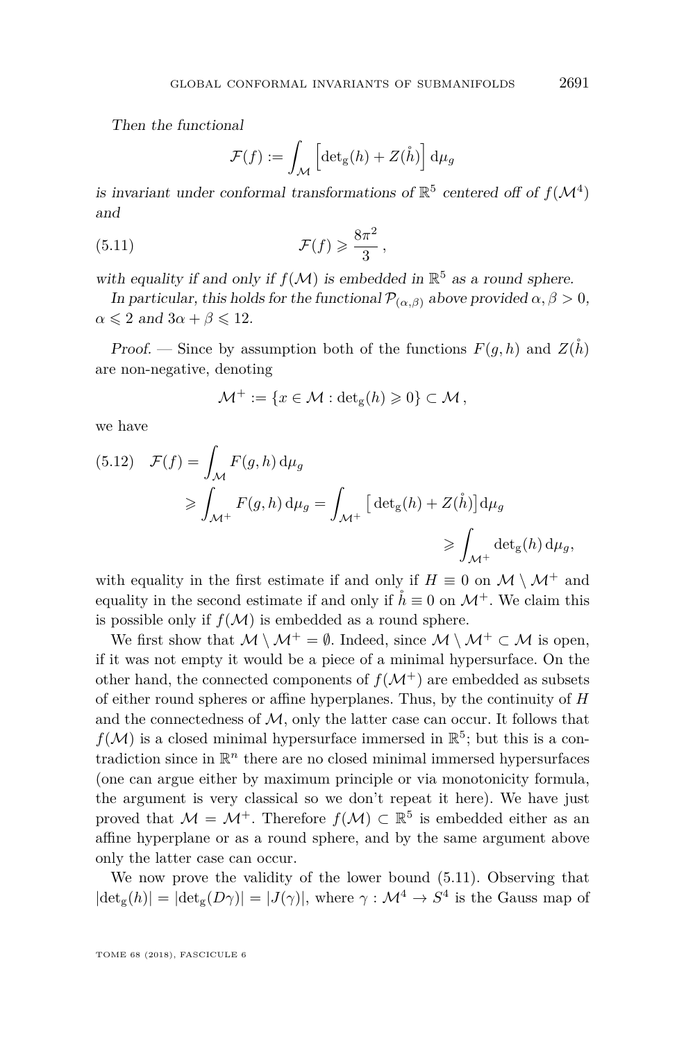*Then the functional*

$$\mathcal{F}(f) := \int_{\mathcal{M}} \left[\det_{\mathrm{g}}(h) + Z(\mathring{h})\right] \mathrm{d}\mu_g$$

*is invariant under conformal transformations of* $\mathbb{R}^5$ *centered off of* $f(\mathcal{M}^4)$ *and*

$$\mathcal{F}(f) \geqslant \frac{8\pi^2}{3}\,, \tag{5.11}$$

*with equality if and only if* $f(\mathcal{M})$ *is embedded in* $\mathbb{R}^5$ *as a round sphere.*

*In particular, this holds for the functional* $\mathcal{P}_{(\alpha,\beta)}$ *above provided* $\alpha, \beta > 0$, $\alpha \leqslant 2$ *and* $3\alpha + \beta \leqslant 12$.

*Proof.* — Since by assumption both of the functions $F(g,h)$ and $Z(\mathring{h})$ are non-negative, denoting

$$\mathcal{M}^+ := \{x \in \mathcal{M} : \det_{\mathrm{g}}(h) \geqslant 0\} \subset \mathcal{M}\,,$$

we have

$$\begin{aligned} \mathcal{F}(f) &= \int_{\mathcal{M}} F(g,h)\,\mathrm{d}\mu_g \\ &\geqslant \int_{\mathcal{M}^+} F(g,h)\,\mathrm{d}\mu_g = \int_{\mathcal{M}^+} \left[\det_{\mathrm{g}}(h) + Z(\mathring{h})\right]\mathrm{d}\mu_g \\ &\geqslant \int_{\mathcal{M}^+} \det_{\mathrm{g}}(h)\,\mathrm{d}\mu_g, \end{aligned} \tag{5.12}$$

with equality in the first estimate if and only if $H \equiv 0$ on $\mathcal{M} \setminus \mathcal{M}^+$ and equality in the second estimate if and only if $\mathring{h} \equiv 0$ on $\mathcal{M}^+$. We claim this is possible only if $f(\mathcal{M})$ is embedded as a round sphere.

We first show that $\mathcal{M} \setminus \mathcal{M}^+ = \emptyset$. Indeed, since $\mathcal{M} \setminus \mathcal{M}^+ \subset \mathcal{M}$ is open, if it was not empty it would be a piece of a minimal hypersurface. On the other hand, the connected components of $f(\mathcal{M}^+)$ are embedded as subsets of either round spheres or affine hyperplanes. Thus, by the continuity of $H$ and the connectedness of $\mathcal{M}$, only the latter case can occur. It follows that $f(\mathcal{M})$ is a closed minimal hypersurface immersed in $\mathbb{R}^5$; but this is a contradiction since in $\mathbb{R}^n$ there are no closed minimal immersed hypersurfaces (one can argue either by maximum principle or via monotonicity formula, the argument is very classical so we don't repeat it here). We have just proved that $\mathcal{M} = \mathcal{M}^+$. Therefore $f(\mathcal{M}) \subset \mathbb{R}^5$ is embedded either as an affine hyperplane or as a round sphere, and by the same argument above only the latter case can occur.

We now prove the validity of the lower bound (5.11). Observing that $|\det_{\mathrm{g}}(h)| = |\det_{\mathrm{g}}(D\gamma)| = |J(\gamma)|$, where $\gamma : \mathcal{M}^4 \to S^4$ is the Gauss map of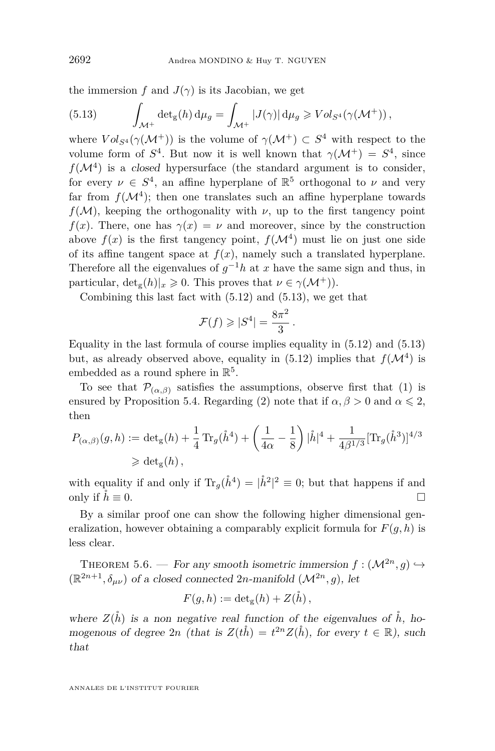the immersion $f$ and $J(\gamma)$ is its Jacobian, we get

$$\int_{\mathcal{M}^+} \det_g(h)\, d\mu_g = \int_{\mathcal{M}^+} |J(\gamma)|\, d\mu_g \geqslant Vol_{S^4}(\gamma(\mathcal{M}^+))\,, \tag{5.13}$$

where $Vol_{S^4}(\gamma(\mathcal{M}^+))$ is the volume of $\gamma(\mathcal{M}^+) \subset S^4$ with respect to the volume form of $S^4$. But now it is well known that $\gamma(\mathcal{M}^+) = S^4$, since $f(\mathcal{M}^4)$ is a *closed* hypersurface (the standard argument is to consider, for every $\nu \in S^4$, an affine hyperplane of $\mathbb{R}^5$ orthogonal to $\nu$ and very far from $f(\mathcal{M}^4)$; then one translates such an affine hyperplane towards $f(\mathcal{M})$, keeping the orthogonality with $\nu$, up to the first tangency point $f(x)$. There, one has $\gamma(x) = \nu$ and moreover, since by the construction above $f(x)$ is the first tangency point, $f(\mathcal{M}^4)$ must lie on just one side of its affine tangent space at $f(x)$, namely such a translated hyperplane. Therefore all the eigenvalues of $g^{-1}h$ at $x$ have the same sign and thus, in particular, $\det_g(h)|_x \geqslant 0$. This proves that $\nu \in \gamma(\mathcal{M}^+)$).

Combining this last fact with (5.12) and (5.13), we get that

$$\mathcal{F}(f) \geqslant |S^4| = \frac{8\pi^2}{3}\,.$$

Equality in the last formula of course implies equality in (5.12) and (5.13) but, as already observed above, equality in (5.12) implies that $f(\mathcal{M}^4)$ is embedded as a round sphere in $\mathbb{R}^5$.

To see that $\mathcal{P}_{(\alpha,\beta)}$ satisfies the assumptions, observe first that (1) is ensured by Proposition 5.4. Regarding (2) note that if $\alpha, \beta > 0$ and $\alpha \leqslant 2$, then

$$\begin{aligned} P_{(\alpha,\beta)}(g,h) &:= \det_g(h) + \frac{1}{4}\operatorname{Tr}_g(\mathring{h}^4) + \left(\frac{1}{4\alpha} - \frac{1}{8}\right)|\mathring{h}|^4 + \frac{1}{4\beta^{1/3}}[\operatorname{Tr}_g(\mathring{h}^3)]^{4/3} \\ &\geqslant \det_g(h)\,, \end{aligned}$$

with equality if and only if $\operatorname{Tr}_g(\mathring{h}^4) = |\mathring{h}^2|^2 \equiv 0$; but that happens if and only if $\mathring{h} \equiv 0$. $\square$

By a similar proof one can show the following higher dimensional generalization, however obtaining a comparably explicit formula for $F(g,h)$ is less clear.

**Theorem 5.6.** — *For any smooth isometric immersion $f : (\mathcal{M}^{2n}, g) \hookrightarrow (\mathbb{R}^{2n+1}, \delta_{\mu\nu})$ of a closed connected $2n$-manifold $(\mathcal{M}^{2n}, g)$, let*

$$F(g,h) := \det_g(h) + Z(\mathring{h})\,,$$

*where $Z(\mathring{h})$ is a non negative real function of the eigenvalues of $\mathring{h}$, homogenous of degree $2n$ (that is $Z(t\mathring{h}) = t^{2n} Z(\mathring{h})$, for every $t \in \mathbb{R}$), such that*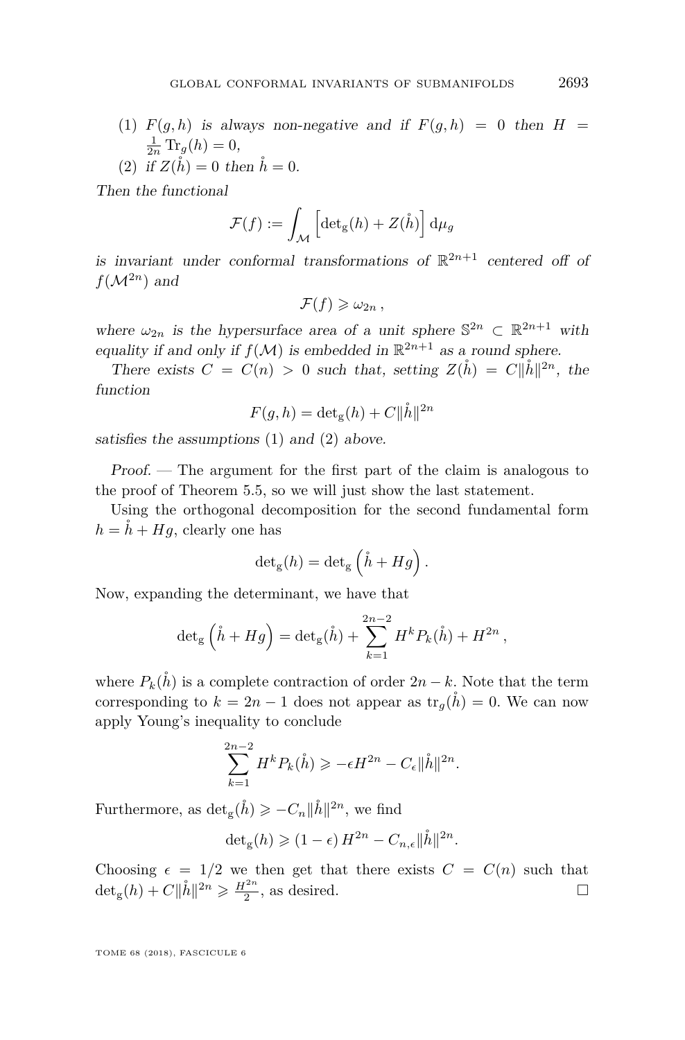(1) $F(g,h)$ *is always non-negative and if* $F(g,h) = 0$ *then* $H = \frac{1}{2n}\operatorname{Tr}_g(h) = 0$,
(2) *if* $Z(\mathring{h}) = 0$ *then* $\mathring{h} = 0$.

*Then the functional*

$$\mathcal{F}(f) := \int_{\mathcal{M}} \left[\det_{\mathrm{g}}(h) + Z(\mathring{h})\right] \mathrm{d}\mu_g$$

*is invariant under conformal transformations of* $\mathbb{R}^{2n+1}$ *centered off of* $f(\mathcal{M}^{2n})$ *and*

$$\mathcal{F}(f) \geqslant \omega_{2n}\,,$$

*where* $\omega_{2n}$ *is the hypersurface area of a unit sphere* $\mathbb{S}^{2n} \subset \mathbb{R}^{2n+1}$ *with equality if and only if* $f(\mathcal{M})$ *is embedded in* $\mathbb{R}^{2n+1}$ *as a round sphere.*

*There exists* $C = C(n) > 0$ *such that, setting* $Z(\mathring{h}) = C\|\mathring{h}\|^{2n}$, *the function*

$$F(g,h) = \det_{\mathrm{g}}(h) + C\|\mathring{h}\|^{2n}$$

*satisfies the assumptions* (1) *and* (2) *above.*

*Proof.* — The argument for the first part of the claim is analogous to the proof of Theorem 5.5, so we will just show the last statement.

Using the orthogonal decomposition for the second fundamental form $h = \mathring{h} + Hg$, clearly one has

$$\det_{\mathrm{g}}(h) = \det_{\mathrm{g}}\left(\mathring{h} + Hg\right).$$

Now, expanding the determinant, we have that

$$\det_{\mathrm{g}}\left(\mathring{h} + Hg\right) = \det_{\mathrm{g}}(\mathring{h}) + \sum_{k=1}^{2n-2} H^k P_k(\mathring{h}) + H^{2n}\,,$$

where $P_k(\mathring{h})$ is a complete contraction of order $2n-k$. Note that the term corresponding to $k = 2n-1$ does not appear as $\operatorname{tr}_g(\mathring{h}) = 0$. We can now apply Young's inequality to conclude

$$\sum_{k=1}^{2n-2} H^k P_k(\mathring{h}) \geqslant -\epsilon H^{2n} - C_\epsilon \|\mathring{h}\|^{2n}.$$

Furthermore, as $\det_{\mathrm{g}}(\mathring{h}) \geqslant -C_n\|\mathring{h}\|^{2n}$, we find

$$\det_{\mathrm{g}}(h) \geqslant (1-\epsilon)\, H^{2n} - C_{n,\epsilon}\|\mathring{h}\|^{2n}.$$

Choosing $\epsilon = 1/2$ we then get that there exists $C = C(n)$ such that $\det_{\mathrm{g}}(h) + C\|\mathring{h}\|^{2n} \geqslant \frac{H^{2n}}{2}$, as desired. □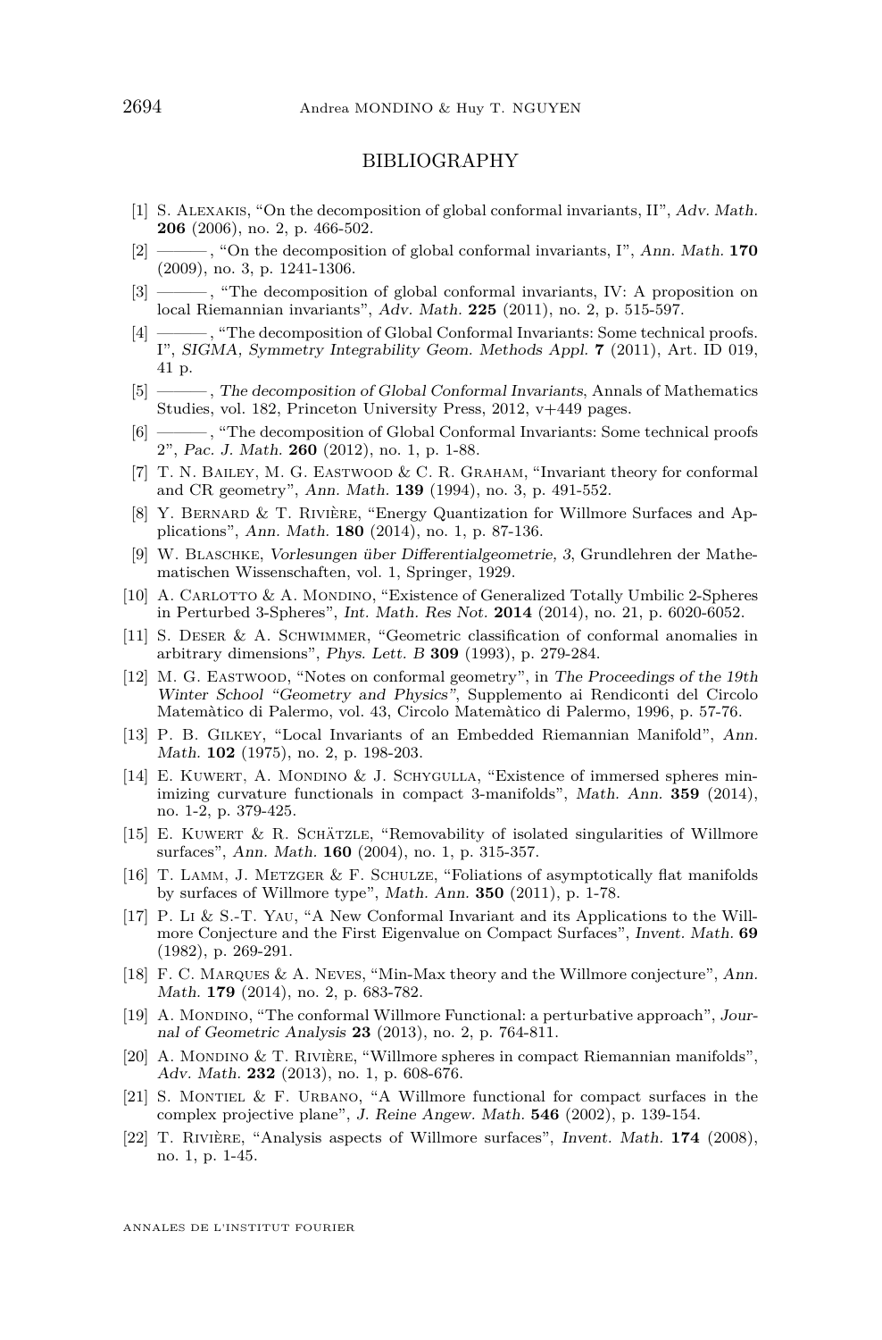## BIBLIOGRAPHY

[1] S. Alexakis, "On the decomposition of global conformal invariants, II", *Adv. Math.* **206** (2006), no. 2, p. 466-502.

[2] ———, "On the decomposition of global conformal invariants, I", *Ann. Math.* **170** (2009), no. 3, p. 1241-1306.

[3] ———, "The decomposition of global conformal invariants, IV: A proposition on local Riemannian invariants", *Adv. Math.* **225** (2011), no. 2, p. 515-597.

[4] ———, "The decomposition of Global Conformal Invariants: Some technical proofs. I", *SIGMA, Symmetry Integrability Geom. Methods Appl.* **7** (2011), Art. ID 019, 41 p.

[5] ———, *The decomposition of Global Conformal Invariants*, Annals of Mathematics Studies, vol. 182, Princeton University Press, 2012, v+449 pages.

[6] ———, "The decomposition of Global Conformal Invariants: Some technical proofs 2", *Pac. J. Math.* **260** (2012), no. 1, p. 1-88.

[7] T. N. Bailey, M. G. Eastwood & C. R. Graham, "Invariant theory for conformal and CR geometry", *Ann. Math.* **139** (1994), no. 3, p. 491-552.

[8] Y. Bernard & T. Rivière, "Energy Quantization for Willmore Surfaces and Applications", *Ann. Math.* **180** (2014), no. 1, p. 87-136.

[9] W. Blaschke, *Vorlesungen über Differentialgeometrie, 3*, Grundlehren der Mathematischen Wissenschaften, vol. 1, Springer, 1929.

[10] A. Carlotto & A. Mondino, "Existence of Generalized Totally Umbilic 2-Spheres in Perturbed 3-Spheres", *Int. Math. Res Not.* **2014** (2014), no. 21, p. 6020-6052.

[11] S. Deser & A. Schwimmer, "Geometric classification of conformal anomalies in arbitrary dimensions", *Phys. Lett. B* **309** (1993), p. 279-284.

[12] M. G. Eastwood, "Notes on conformal geometry", in *The Proceedings of the 19th Winter School "Geometry and Physics"*, Supplemento ai Rendiconti del Circolo Matemàtico di Palermo, vol. 43, Circolo Matemàtico di Palermo, 1996, p. 57-76.

[13] P. B. Gilkey, "Local Invariants of an Embedded Riemannian Manifold", *Ann. Math.* **102** (1975), no. 2, p. 198-203.

[14] E. Kuwert, A. Mondino & J. Schygulla, "Existence of immersed spheres minimizing curvature functionals in compact 3-manifolds", *Math. Ann.* **359** (2014), no. 1-2, p. 379-425.

[15] E. Kuwert & R. Schätzle, "Removability of isolated singularities of Willmore surfaces", *Ann. Math.* **160** (2004), no. 1, p. 315-357.

[16] T. Lamm, J. Metzger & F. Schulze, "Foliations of asymptotically flat manifolds by surfaces of Willmore type", *Math. Ann.* **350** (2011), p. 1-78.

[17] P. Li & S.-T. Yau, "A New Conformal Invariant and its Applications to the Willmore Conjecture and the First Eigenvalue on Compact Surfaces", *Invent. Math.* **69** (1982), p. 269-291.

[18] F. C. Marques & A. Neves, "Min-Max theory and the Willmore conjecture", *Ann. Math.* **179** (2014), no. 2, p. 683-782.

[19] A. Mondino, "The conformal Willmore Functional: a perturbative approach", *Journal of Geometric Analysis* **23** (2013), no. 2, p. 764-811.

[20] A. Mondino & T. Rivière, "Willmore spheres in compact Riemannian manifolds", *Adv. Math.* **232** (2013), no. 1, p. 608-676.

[21] S. Montiel & F. Urbano, "A Willmore functional for compact surfaces in the complex projective plane", *J. Reine Angew. Math.* **546** (2002), p. 139-154.

[22] T. Rivière, "Analysis aspects of Willmore surfaces", *Invent. Math.* **174** (2008), no. 1, p. 1-45.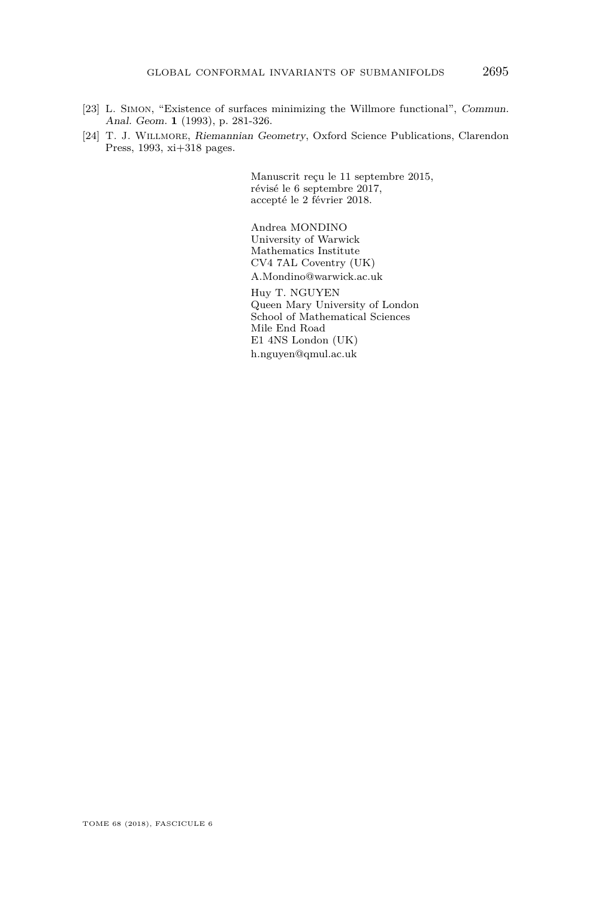[23] L. Simon, "Existence of surfaces minimizing the Willmore functional", *Commun. Anal. Geom.* **1** (1993), p. 281-326.

[24] T. J. Willmore, *Riemannian Geometry*, Oxford Science Publications, Clarendon Press, 1993, xi+318 pages.

Manuscrit reçu le 11 septembre 2015,
révisé le 6 septembre 2017,
accepté le 2 février 2018.

Andrea MONDINO
University of Warwick
Mathematics Institute
CV4 7AL Coventry (UK)
A.Mondino@warwick.ac.uk

Huy T. NGUYEN
Queen Mary University of London
School of Mathematical Sciences
Mile End Road
E1 4NS London (UK)
h.nguyen@qmul.ac.uk